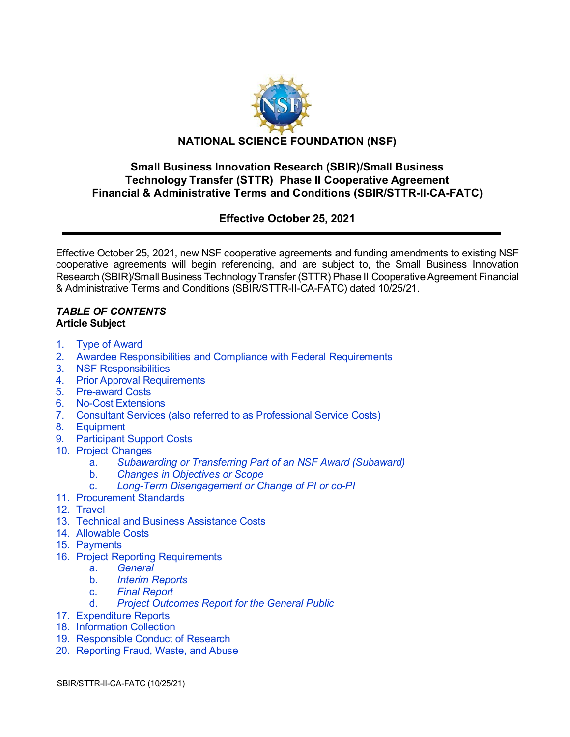# NATIONAL SCIENCE FOUNDATION (NSF)

## Small Business Innovation Research (SBIR)/Small Business Technology Transfer (STTR) Phase II Cooperative Agreement Financial & Administrative Terms and Conditions (SBIR/STTR-II-CA-FATC)

### Effective October 25, 2021

---

Effective October 25, 2021, new NSF cooperative agreements and funding amendments to existing NSF cooperative agreements will begin referencing, and are subject to, the Small Business Innovation Research (SBIR)/Small Business Technology Transfer (STTR) Phase II Cooperative Agreement Financial & Administrative Terms and Conditions (SBIR/STTR-II-CA-FATC) dated 10/25/21.

***TABLE OF CONTENTS***

**Article Subject**

1. Type of Award
2. Awardee Responsibilities and Compliance with Federal Requirements
3. NSF Responsibilities
4. Prior Approval Requirements
5. Pre-award Costs
6. No-Cost Extensions
7. Consultant Services (also referred to as Professional Service Costs)
8. Equipment
9. Participant Support Costs
10. Project Changes
    a. *Subawarding or Transferring Part of an NSF Award (Subaward)*
    b. *Changes in Objectives or Scope*
    c. *Long-Term Disengagement or Change of PI or co-PI*
11. Procurement Standards
12. Travel
13. Technical and Business Assistance Costs
14. Allowable Costs
15. Payments
16. Project Reporting Requirements
    a. *General*
    b. *Interim Reports*
    c. *Final Report*
    d. *Project Outcomes Report for the General Public*
17. Expenditure Reports
18. Information Collection
19. Responsible Conduct of Research
20. Reporting Fraud, Waste, and Abuse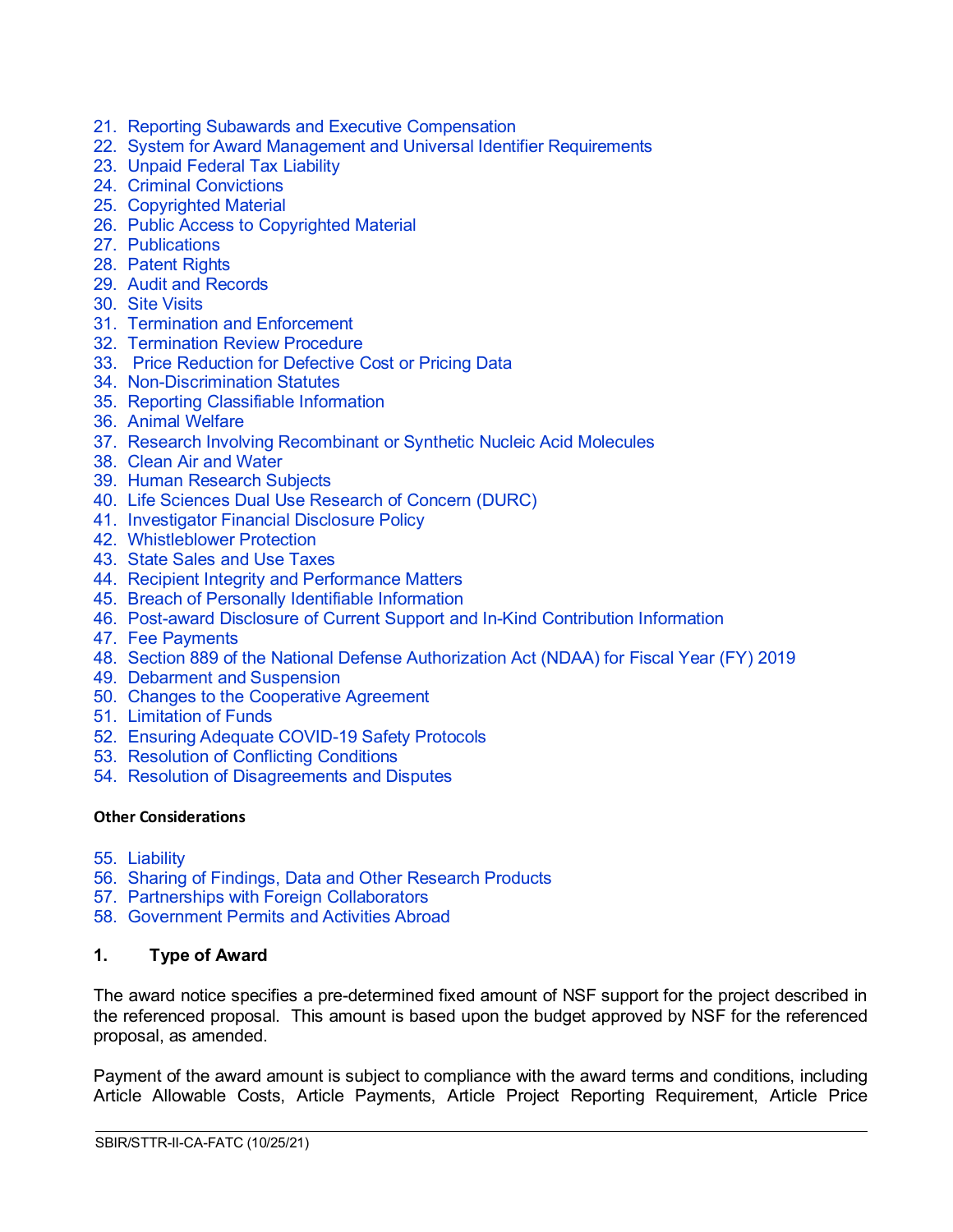21. Reporting Subawards and Executive Compensation
22. System for Award Management and Universal Identifier Requirements
23. Unpaid Federal Tax Liability
24. Criminal Convictions
25. Copyrighted Material
26. Public Access to Copyrighted Material
27. Publications
28. Patent Rights
29. Audit and Records
30. Site Visits
31. Termination and Enforcement
32. Termination Review Procedure
33. Price Reduction for Defective Cost or Pricing Data
34. Non-Discrimination Statutes
35. Reporting Classifiable Information
36. Animal Welfare
37. Research Involving Recombinant or Synthetic Nucleic Acid Molecules
38. Clean Air and Water
39. Human Research Subjects
40. Life Sciences Dual Use Research of Concern (DURC)
41. Investigator Financial Disclosure Policy
42. Whistleblower Protection
43. State Sales and Use Taxes
44. Recipient Integrity and Performance Matters
45. Breach of Personally Identifiable Information
46. Post-award Disclosure of Current Support and In-Kind Contribution Information
47. Fee Payments
48. Section 889 of the National Defense Authorization Act (NDAA) for Fiscal Year (FY) 2019
49. Debarment and Suspension
50. Changes to the Cooperative Agreement
51. Limitation of Funds
52. Ensuring Adequate COVID-19 Safety Protocols
53. Resolution of Conflicting Conditions
54. Resolution of Disagreements and Disputes

**Other Considerations**

55. Liability
56. Sharing of Findings, Data and Other Research Products
57. Partnerships with Foreign Collaborators
58. Government Permits and Activities Abroad

## 1. Type of Award

The award notice specifies a pre-determined fixed amount of NSF support for the project described in the referenced proposal. This amount is based upon the budget approved by NSF for the referenced proposal, as amended.

Payment of the award amount is subject to compliance with the award terms and conditions, including Article Allowable Costs, Article Payments, Article Project Reporting Requirement, Article Price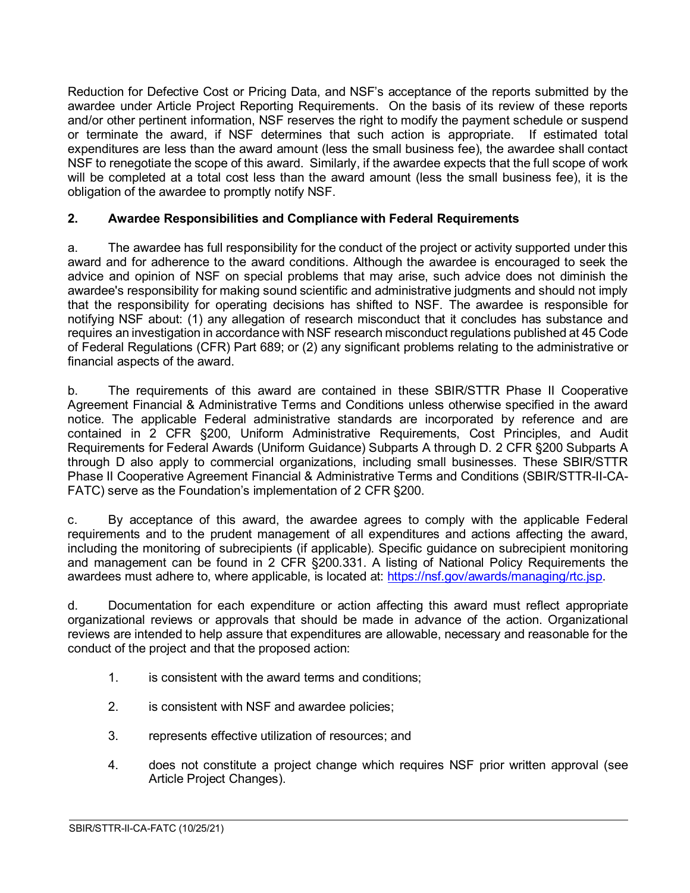Reduction for Defective Cost or Pricing Data, and NSF's acceptance of the reports submitted by the awardee under Article Project Reporting Requirements. On the basis of its review of these reports and/or other pertinent information, NSF reserves the right to modify the payment schedule or suspend or terminate the award, if NSF determines that such action is appropriate. If estimated total expenditures are less than the award amount (less the small business fee), the awardee shall contact NSF to renegotiate the scope of this award. Similarly, if the awardee expects that the full scope of work will be completed at a total cost less than the award amount (less the small business fee), it is the obligation of the awardee to promptly notify NSF.

**2. Awardee Responsibilities and Compliance with Federal Requirements**

a. The awardee has full responsibility for the conduct of the project or activity supported under this award and for adherence to the award conditions. Although the awardee is encouraged to seek the advice and opinion of NSF on special problems that may arise, such advice does not diminish the awardee's responsibility for making sound scientific and administrative judgments and should not imply that the responsibility for operating decisions has shifted to NSF. The awardee is responsible for notifying NSF about: (1) any allegation of research misconduct that it concludes has substance and requires an investigation in accordance with NSF research misconduct regulations published at 45 Code of Federal Regulations (CFR) Part 689; or (2) any significant problems relating to the administrative or financial aspects of the award.

b. The requirements of this award are contained in these SBIR/STTR Phase II Cooperative Agreement Financial & Administrative Terms and Conditions unless otherwise specified in the award notice. The applicable Federal administrative standards are incorporated by reference and are contained in 2 CFR §200, Uniform Administrative Requirements, Cost Principles, and Audit Requirements for Federal Awards (Uniform Guidance) Subparts A through D. 2 CFR §200 Subparts A through D also apply to commercial organizations, including small businesses. These SBIR/STTR Phase II Cooperative Agreement Financial & Administrative Terms and Conditions (SBIR/STTR-II-CA-FATC) serve as the Foundation's implementation of 2 CFR §200.

c. By acceptance of this award, the awardee agrees to comply with the applicable Federal requirements and to the prudent management of all expenditures and actions affecting the award, including the monitoring of subrecipients (if applicable). Specific guidance on subrecipient monitoring and management can be found in 2 CFR §200.331. A listing of National Policy Requirements the awardees must adhere to, where applicable, is located at: https://nsf.gov/awards/managing/rtc.jsp.

d. Documentation for each expenditure or action affecting this award must reflect appropriate organizational reviews or approvals that should be made in advance of the action. Organizational reviews are intended to help assure that expenditures are allowable, necessary and reasonable for the conduct of the project and that the proposed action:

1. is consistent with the award terms and conditions;
2. is consistent with NSF and awardee policies;
3. represents effective utilization of resources; and
4. does not constitute a project change which requires NSF prior written approval (see Article Project Changes).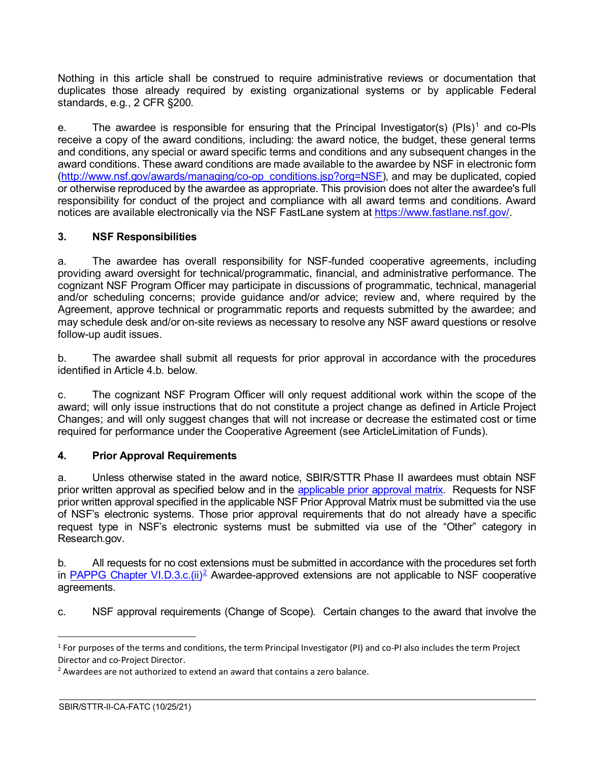Nothing in this article shall be construed to require administrative reviews or documentation that duplicates those already required by existing organizational systems or by applicable Federal standards, e.g., 2 CFR §200.

e. The awardee is responsible for ensuring that the Principal Investigator(s) (PIs)[1] and co-PIs receive a copy of the award conditions, including: the award notice, the budget, these general terms and conditions, any special or award specific terms and conditions and any subsequent changes in the award conditions. These award conditions are made available to the awardee by NSF in electronic form ([http://www.nsf.gov/awards/managing/co-op_conditions.jsp?org=NSF](http://www.nsf.gov/awards/managing/co-op_conditions.jsp?org=NSF)), and may be duplicated, copied or otherwise reproduced by the awardee as appropriate. This provision does not alter the awardee's full responsibility for conduct of the project and compliance with all award terms and conditions. Award notices are available electronically via the NSF FastLane system at [https://www.fastlane.nsf.gov/](https://www.fastlane.nsf.gov/).

## 3. NSF Responsibilities

a. The awardee has overall responsibility for NSF-funded cooperative agreements, including providing award oversight for technical/programmatic, financial, and administrative performance. The cognizant NSF Program Officer may participate in discussions of programmatic, technical, managerial and/or scheduling concerns; provide guidance and/or advice; review and, where required by the Agreement, approve technical or programmatic reports and requests submitted by the awardee; and may schedule desk and/or on-site reviews as necessary to resolve any NSF award questions or resolve follow-up audit issues.

b. The awardee shall submit all requests for prior approval in accordance with the procedures identified in Article 4.b. below.

c. The cognizant NSF Program Officer will only request additional work within the scope of the award; will only issue instructions that do not constitute a project change as defined in Article Project Changes; and will only suggest changes that will not increase or decrease the estimated cost or time required for performance under the Cooperative Agreement (see ArticleLimitation of Funds).

## 4. Prior Approval Requirements

a. Unless otherwise stated in the award notice, SBIR/STTR Phase II awardees must obtain NSF prior written approval as specified below and in the [applicable prior approval matrix](). Requests for NSF prior written approval specified in the applicable NSF Prior Approval Matrix must be submitted via the use of NSF's electronic systems. Those prior approval requirements that do not already have a specific request type in NSF's electronic systems must be submitted via use of the "Other" category in Research.gov.

b. All requests for no cost extensions must be submitted in accordance with the procedures set forth in [PAPPG Chapter VI.D.3.c.(ii)]()[2] Awardee-approved extensions are not applicable to NSF cooperative agreements.

c. NSF approval requirements (Change of Scope). Certain changes to the award that involve the

---

[1] For purposes of the terms and conditions, the term Principal Investigator (PI) and co-PI also includes the term Project Director and co-Project Director.

[2] Awardees are not authorized to extend an award that contains a zero balance.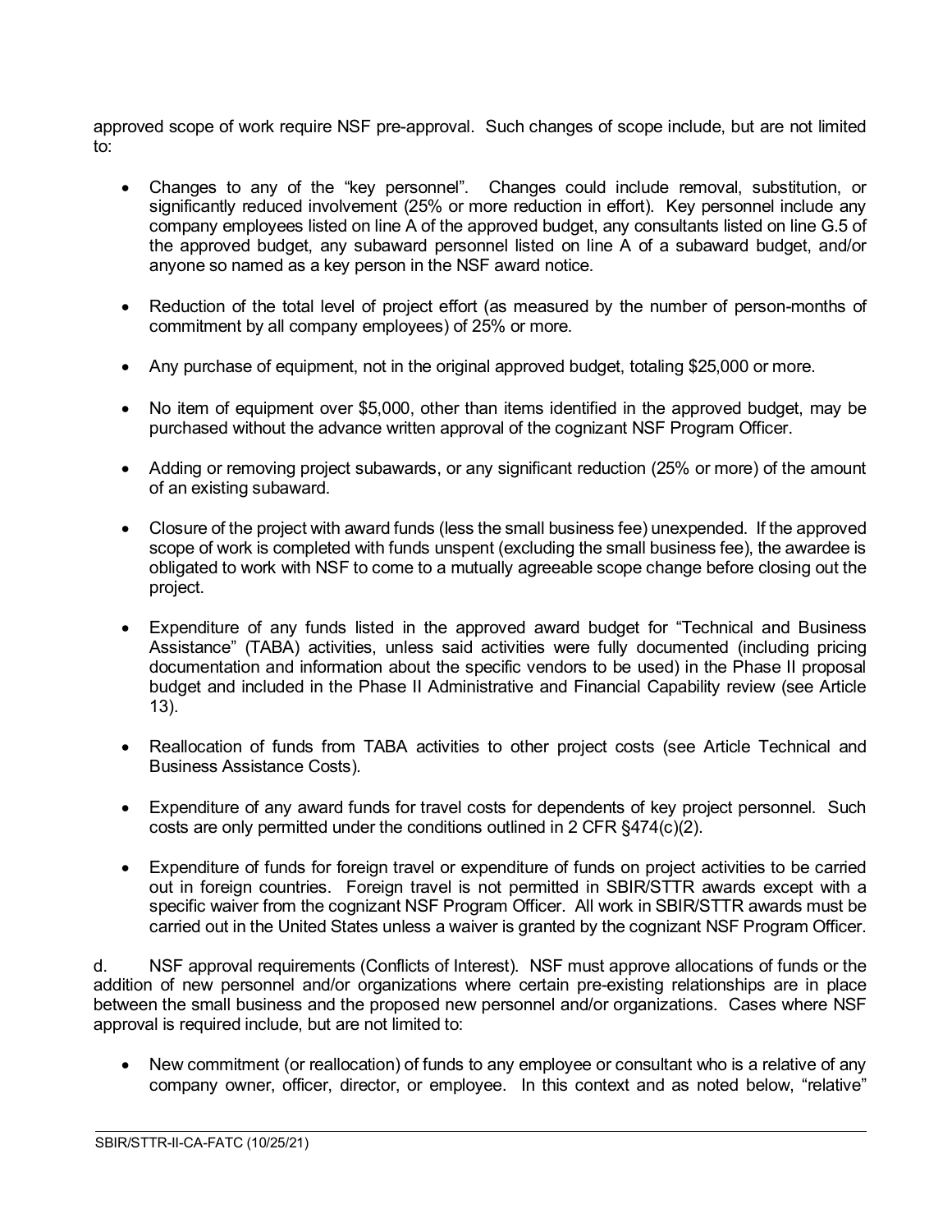approved scope of work require NSF pre-approval. Such changes of scope include, but are not limited to:

- Changes to any of the "key personnel". Changes could include removal, substitution, or significantly reduced involvement (25% or more reduction in effort). Key personnel include any company employees listed on line A of the approved budget, any consultants listed on line G.5 of the approved budget, any subaward personnel listed on line A of a subaward budget, and/or anyone so named as a key person in the NSF award notice.

- Reduction of the total level of project effort (as measured by the number of person-months of commitment by all company employees) of 25% or more.

- Any purchase of equipment, not in the original approved budget, totaling $25,000 or more.

- No item of equipment over $5,000, other than items identified in the approved budget, may be purchased without the advance written approval of the cognizant NSF Program Officer.

- Adding or removing project subawards, or any significant reduction (25% or more) of the amount of an existing subaward.

- Closure of the project with award funds (less the small business fee) unexpended. If the approved scope of work is completed with funds unspent (excluding the small business fee), the awardee is obligated to work with NSF to come to a mutually agreeable scope change before closing out the project.

- Expenditure of any funds listed in the approved award budget for "Technical and Business Assistance" (TABA) activities, unless said activities were fully documented (including pricing documentation and information about the specific vendors to be used) in the Phase II proposal budget and included in the Phase II Administrative and Financial Capability review (see Article 13).

- Reallocation of funds from TABA activities to other project costs (see Article Technical and Business Assistance Costs).

- Expenditure of any award funds for travel costs for dependents of key project personnel. Such costs are only permitted under the conditions outlined in 2 CFR §474(c)(2).

- Expenditure of funds for foreign travel or expenditure of funds on project activities to be carried out in foreign countries. Foreign travel is not permitted in SBIR/STTR awards except with a specific waiver from the cognizant NSF Program Officer. All work in SBIR/STTR awards must be carried out in the United States unless a waiver is granted by the cognizant NSF Program Officer.

d. NSF approval requirements (Conflicts of Interest). NSF must approve allocations of funds or the addition of new personnel and/or organizations where certain pre-existing relationships are in place between the small business and the proposed new personnel and/or organizations. Cases where NSF approval is required include, but are not limited to:

- New commitment (or reallocation) of funds to any employee or consultant who is a relative of any company owner, officer, director, or employee. In this context and as noted below, "relative"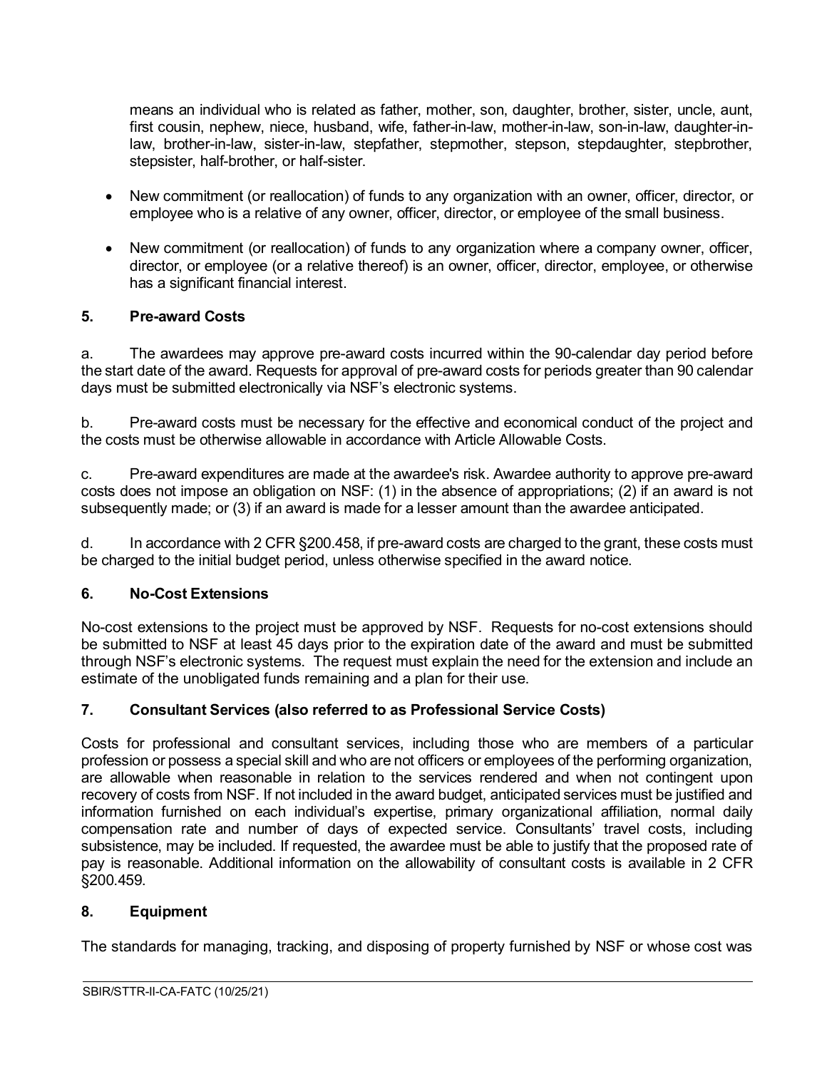means an individual who is related as father, mother, son, daughter, brother, sister, uncle, aunt, first cousin, nephew, niece, husband, wife, father-in-law, mother-in-law, son-in-law, daughter-in-law, brother-in-law, sister-in-law, stepfather, stepmother, stepson, stepdaughter, stepbrother, stepsister, half-brother, or half-sister.

- New commitment (or reallocation) of funds to any organization with an owner, officer, director, or employee who is a relative of any owner, officer, director, or employee of the small business.
- New commitment (or reallocation) of funds to any organization where a company owner, officer, director, or employee (or a relative thereof) is an owner, officer, director, employee, or otherwise has a significant financial interest.

### 5. Pre-award Costs

a. The awardees may approve pre-award costs incurred within the 90-calendar day period before the start date of the award. Requests for approval of pre-award costs for periods greater than 90 calendar days must be submitted electronically via NSF's electronic systems.

b. Pre-award costs must be necessary for the effective and economical conduct of the project and the costs must be otherwise allowable in accordance with Article Allowable Costs.

c. Pre-award expenditures are made at the awardee's risk. Awardee authority to approve pre-award costs does not impose an obligation on NSF: (1) in the absence of appropriations; (2) if an award is not subsequently made; or (3) if an award is made for a lesser amount than the awardee anticipated.

d. In accordance with 2 CFR §200.458, if pre-award costs are charged to the grant, these costs must be charged to the initial budget period, unless otherwise specified in the award notice.

### 6. No-Cost Extensions

No-cost extensions to the project must be approved by NSF. Requests for no-cost extensions should be submitted to NSF at least 45 days prior to the expiration date of the award and must be submitted through NSF's electronic systems. The request must explain the need for the extension and include an estimate of the unobligated funds remaining and a plan for their use.

### 7. Consultant Services (also referred to as Professional Service Costs)

Costs for professional and consultant services, including those who are members of a particular profession or possess a special skill and who are not officers or employees of the performing organization, are allowable when reasonable in relation to the services rendered and when not contingent upon recovery of costs from NSF. If not included in the award budget, anticipated services must be justified and information furnished on each individual's expertise, primary organizational affiliation, normal daily compensation rate and number of days of expected service. Consultants' travel costs, including subsistence, may be included. If requested, the awardee must be able to justify that the proposed rate of pay is reasonable. Additional information on the allowability of consultant costs is available in 2 CFR §200.459.

### 8. Equipment

The standards for managing, tracking, and disposing of property furnished by NSF or whose cost was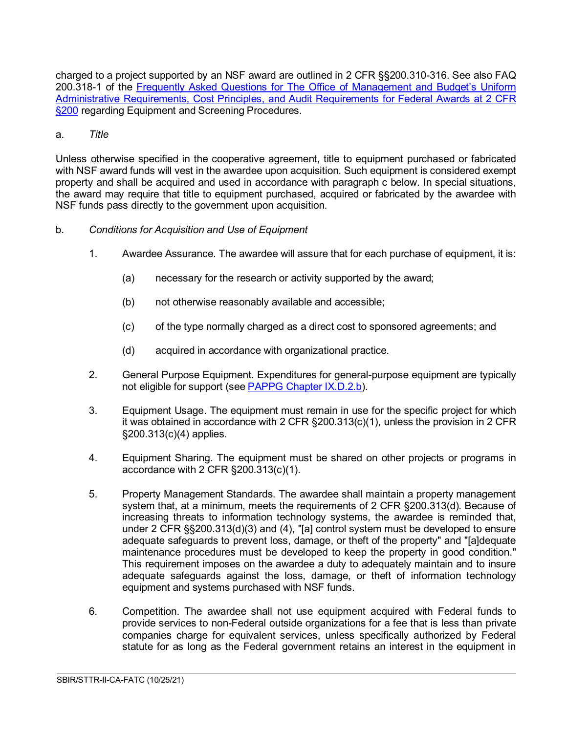charged to a project supported by an NSF award are outlined in 2 CFR §§200.310-316. See also FAQ 200.318-1 of the [Frequently Asked Questions for The Office of Management and Budget's Uniform Administrative Requirements, Cost Principles, and Audit Requirements for Federal Awards at 2 CFR §200]() regarding Equipment and Screening Procedures.

a. *Title*

Unless otherwise specified in the cooperative agreement, title to equipment purchased or fabricated with NSF award funds will vest in the awardee upon acquisition. Such equipment is considered exempt property and shall be acquired and used in accordance with paragraph c below. In special situations, the award may require that title to equipment purchased, acquired or fabricated by the awardee with NSF funds pass directly to the government upon acquisition.

b. *Conditions for Acquisition and Use of Equipment*

1. Awardee Assurance. The awardee will assure that for each purchase of equipment, it is:

   (a) necessary for the research or activity supported by the award;

   (b) not otherwise reasonably available and accessible;

   (c) of the type normally charged as a direct cost to sponsored agreements; and

   (d) acquired in accordance with organizational practice.

2. General Purpose Equipment. Expenditures for general-purpose equipment are typically not eligible for support (see [PAPPG Chapter IX.D.2.b]()).

3. Equipment Usage. The equipment must remain in use for the specific project for which it was obtained in accordance with 2 CFR §200.313(c)(1), unless the provision in 2 CFR §200.313(c)(4) applies.

4. Equipment Sharing. The equipment must be shared on other projects or programs in accordance with 2 CFR §200.313(c)(1).

5. Property Management Standards. The awardee shall maintain a property management system that, at a minimum, meets the requirements of 2 CFR §200.313(d). Because of increasing threats to information technology systems, the awardee is reminded that, under 2 CFR §§200.313(d)(3) and (4), "[a] control system must be developed to ensure adequate safeguards to prevent loss, damage, or theft of the property" and "[a]dequate maintenance procedures must be developed to keep the property in good condition." This requirement imposes on the awardee a duty to adequately maintain and to insure adequate safeguards against the loss, damage, or theft of information technology equipment and systems purchased with NSF funds.

6. Competition. The awardee shall not use equipment acquired with Federal funds to provide services to non-Federal outside organizations for a fee that is less than private companies charge for equivalent services, unless specifically authorized by Federal statute for as long as the Federal government retains an interest in the equipment in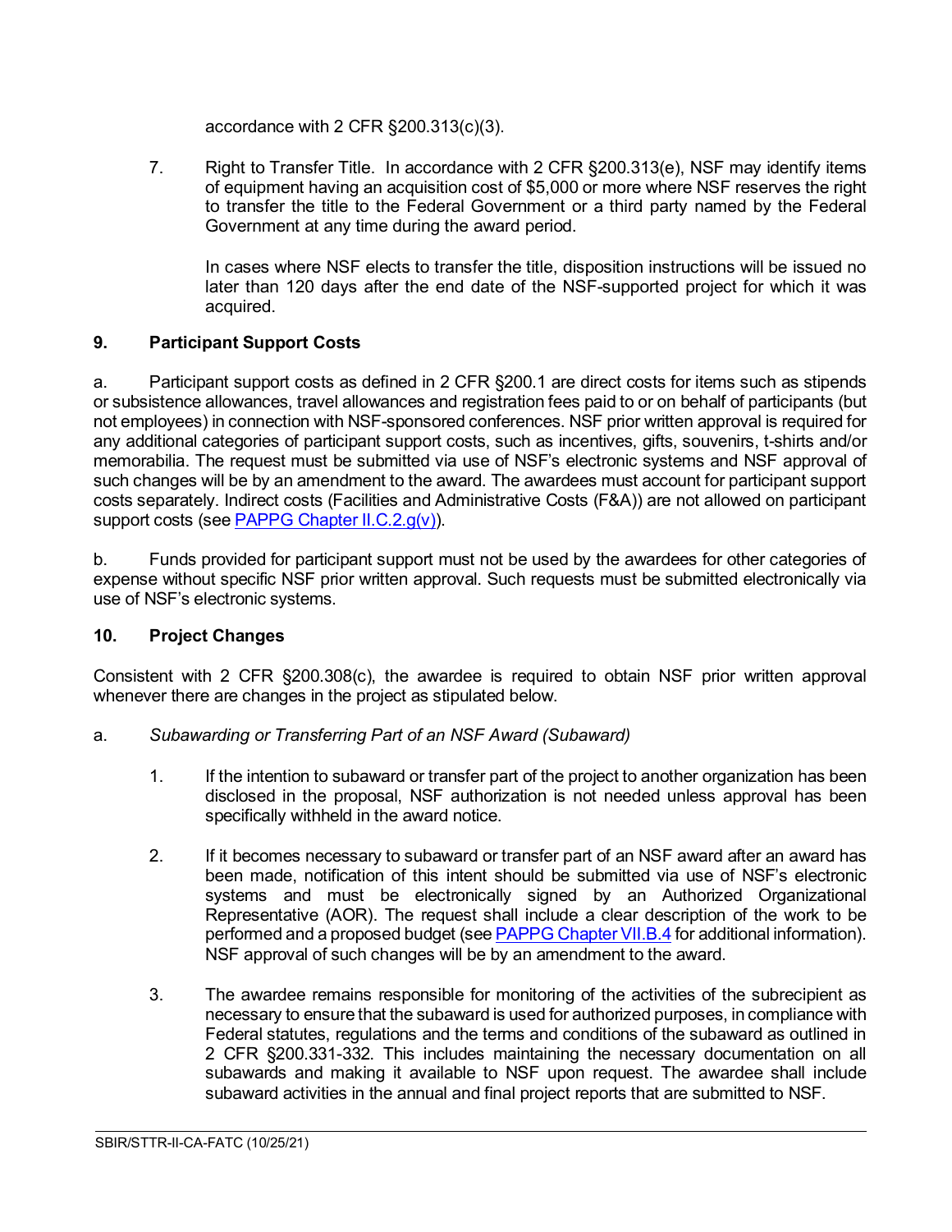accordance with 2 CFR §200.313(c)(3).

7. Right to Transfer Title. In accordance with 2 CFR §200.313(e), NSF may identify items of equipment having an acquisition cost of $5,000 or more where NSF reserves the right to transfer the title to the Federal Government or a third party named by the Federal Government at any time during the award period.

   In cases where NSF elects to transfer the title, disposition instructions will be issued no later than 120 days after the end date of the NSF-supported project for which it was acquired.

**9. Participant Support Costs**

a. Participant support costs as defined in 2 CFR §200.1 are direct costs for items such as stipends or subsistence allowances, travel allowances and registration fees paid to or on behalf of participants (but not employees) in connection with NSF-sponsored conferences. NSF prior written approval is required for any additional categories of participant support costs, such as incentives, gifts, souvenirs, t-shirts and/or memorabilia. The request must be submitted via use of NSF's electronic systems and NSF approval of such changes will be by an amendment to the award. The awardees must account for participant support costs separately. Indirect costs (Facilities and Administrative Costs (F&A)) are not allowed on participant support costs (see PAPPG Chapter II.C.2.g(v)).

b. Funds provided for participant support must not be used by the awardees for other categories of expense without specific NSF prior written approval. Such requests must be submitted electronically via use of NSF's electronic systems.

**10. Project Changes**

Consistent with 2 CFR §200.308(c), the awardee is required to obtain NSF prior written approval whenever there are changes in the project as stipulated below.

a. *Subawarding or Transferring Part of an NSF Award (Subaward)*

1. If the intention to subaward or transfer part of the project to another organization has been disclosed in the proposal, NSF authorization is not needed unless approval has been specifically withheld in the award notice.

2. If it becomes necessary to subaward or transfer part of an NSF award after an award has been made, notification of this intent should be submitted via use of NSF's electronic systems and must be electronically signed by an Authorized Organizational Representative (AOR). The request shall include a clear description of the work to be performed and a proposed budget (see PAPPG Chapter VII.B.4 for additional information). NSF approval of such changes will be by an amendment to the award.

3. The awardee remains responsible for monitoring of the activities of the subrecipient as necessary to ensure that the subaward is used for authorized purposes, in compliance with Federal statutes, regulations and the terms and conditions of the subaward as outlined in 2 CFR §200.331-332. This includes maintaining the necessary documentation on all subawards and making it available to NSF upon request. The awardee shall include subaward activities in the annual and final project reports that are submitted to NSF.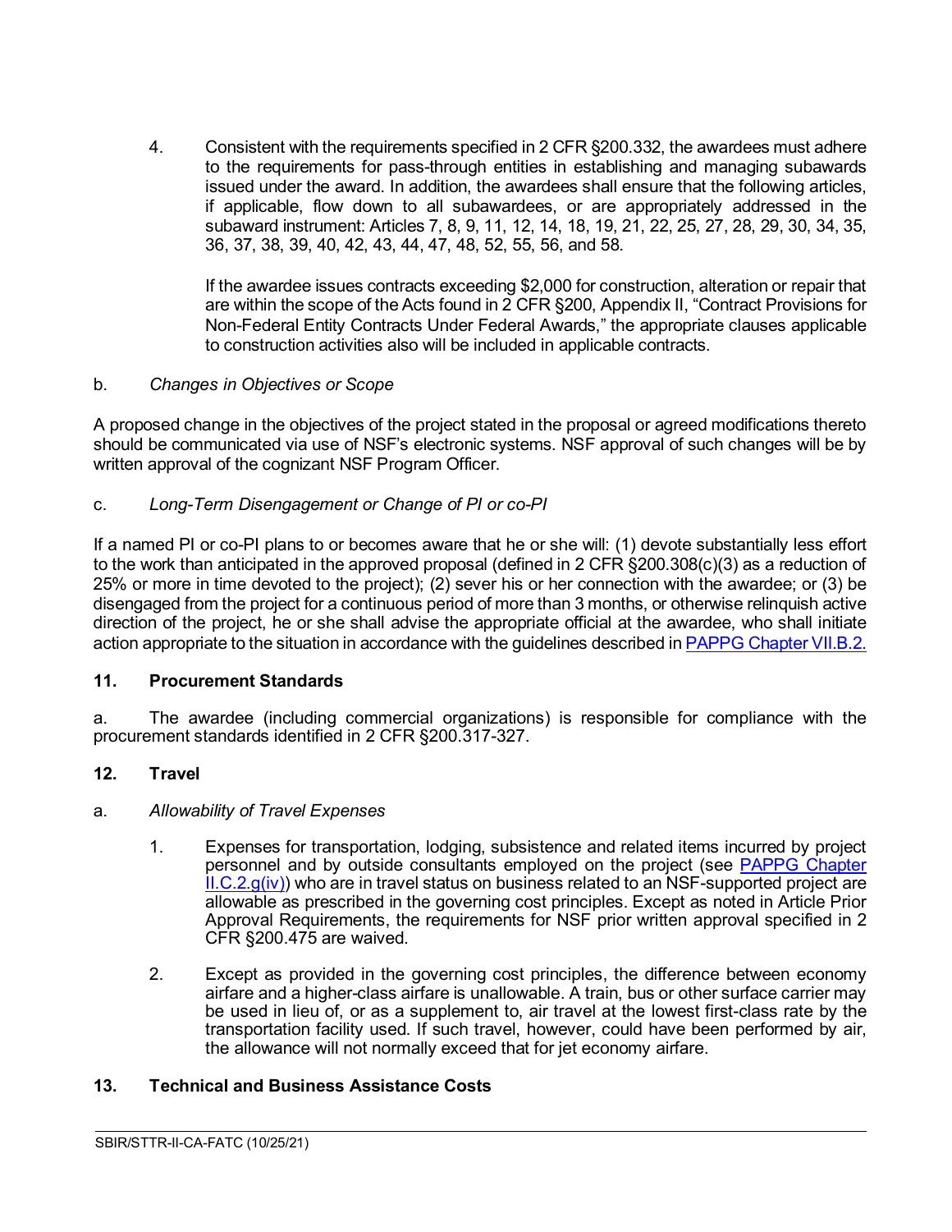4. Consistent with the requirements specified in 2 CFR §200.332, the awardees must adhere to the requirements for pass-through entities in establishing and managing subawards issued under the award. In addition, the awardees shall ensure that the following articles, if applicable, flow down to all subawardees, or are appropriately addressed in the subaward instrument: Articles 7, 8, 9, 11, 12, 14, 18, 19, 21, 22, 25, 27, 28, 29, 30, 34, 35, 36, 37, 38, 39, 40, 42, 43, 44, 47, 48, 52, 55, 56, and 58.

   If the awardee issues contracts exceeding $2,000 for construction, alteration or repair that are within the scope of the Acts found in 2 CFR §200, Appendix II, "Contract Provisions for Non-Federal Entity Contracts Under Federal Awards," the appropriate clauses applicable to construction activities also will be included in applicable contracts.

b. *Changes in Objectives or Scope*

A proposed change in the objectives of the project stated in the proposal or agreed modifications thereto should be communicated via use of NSF's electronic systems. NSF approval of such changes will be by written approval of the cognizant NSF Program Officer.

c. *Long-Term Disengagement or Change of PI or co-PI*

If a named PI or co-PI plans to or becomes aware that he or she will: (1) devote substantially less effort to the work than anticipated in the approved proposal (defined in 2 CFR §200.308(c)(3) as a reduction of 25% or more in time devoted to the project); (2) sever his or her connection with the awardee; or (3) be disengaged from the project for a continuous period of more than 3 months, or otherwise relinquish active direction of the project, he or she shall advise the appropriate official at the awardee, who shall initiate action appropriate to the situation in accordance with the guidelines described in PAPPG Chapter VII.B.2.

## 11. Procurement Standards

a. The awardee (including commercial organizations) is responsible for compliance with the procurement standards identified in 2 CFR §200.317-327.

## 12. Travel

a. *Allowability of Travel Expenses*

1. Expenses for transportation, lodging, subsistence and related items incurred by project personnel and by outside consultants employed on the project (see PAPPG Chapter II.C.2.g(iv)) who are in travel status on business related to an NSF-supported project are allowable as prescribed in the governing cost principles. Except as noted in Article Prior Approval Requirements, the requirements for NSF prior written approval specified in 2 CFR §200.475 are waived.

2. Except as provided in the governing cost principles, the difference between economy airfare and a higher-class airfare is unallowable. A train, bus or other surface carrier may be used in lieu of, or as a supplement to, air travel at the lowest first-class rate by the transportation facility used. If such travel, however, could have been performed by air, the allowance will not normally exceed that for jet economy airfare.

## 13. Technical and Business Assistance Costs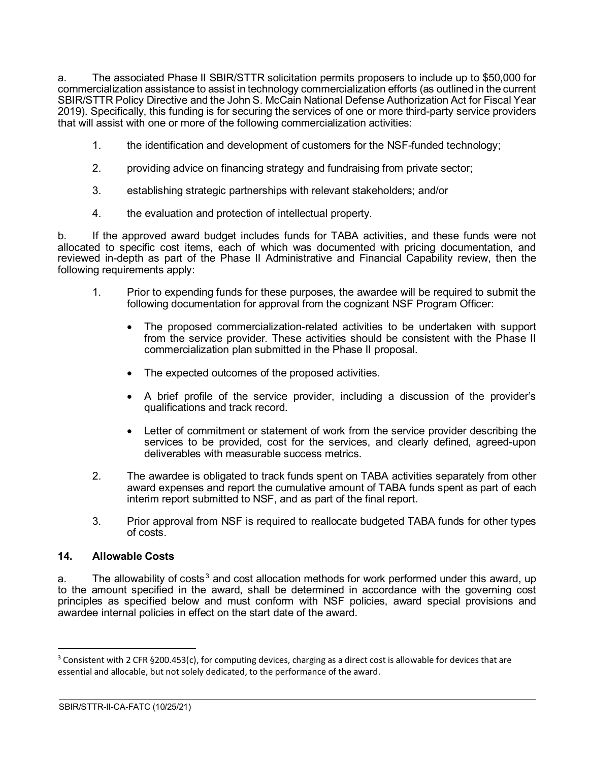a. The associated Phase II SBIR/STTR solicitation permits proposers to include up to $50,000 for commercialization assistance to assist in technology commercialization efforts (as outlined in the current SBIR/STTR Policy Directive and the John S. McCain National Defense Authorization Act for Fiscal Year 2019). Specifically, this funding is for securing the services of one or more third-party service providers that will assist with one or more of the following commercialization activities:

1. the identification and development of customers for the NSF-funded technology;
2. providing advice on financing strategy and fundraising from private sector;
3. establishing strategic partnerships with relevant stakeholders; and/or
4. the evaluation and protection of intellectual property.

b. If the approved award budget includes funds for TABA activities, and these funds were not allocated to specific cost items, each of which was documented with pricing documentation, and reviewed in-depth as part of the Phase II Administrative and Financial Capability review, then the following requirements apply:

1. Prior to expending funds for these purposes, the awardee will be required to submit the following documentation for approval from the cognizant NSF Program Officer:
   - The proposed commercialization-related activities to be undertaken with support from the service provider. These activities should be consistent with the Phase II commercialization plan submitted in the Phase II proposal.
   - The expected outcomes of the proposed activities.
   - A brief profile of the service provider, including a discussion of the provider's qualifications and track record.
   - Letter of commitment or statement of work from the service provider describing the services to be provided, cost for the services, and clearly defined, agreed-upon deliverables with measurable success metrics.
2. The awardee is obligated to track funds spent on TABA activities separately from other award expenses and report the cumulative amount of TABA funds spent as part of each interim report submitted to NSF, and as part of the final report.
3. Prior approval from NSF is required to reallocate budgeted TABA funds for other types of costs.

## 14. Allowable Costs

a. The allowability of costs[3] and cost allocation methods for work performed under this award, up to the amount specified in the award, shall be determined in accordance with the governing cost principles as specified below and must conform with NSF policies, award special provisions and awardee internal policies in effect on the start date of the award.

[3] Consistent with 2 CFR §200.453(c), for computing devices, charging as a direct cost is allowable for devices that are essential and allocable, but not solely dedicated, to the performance of the award.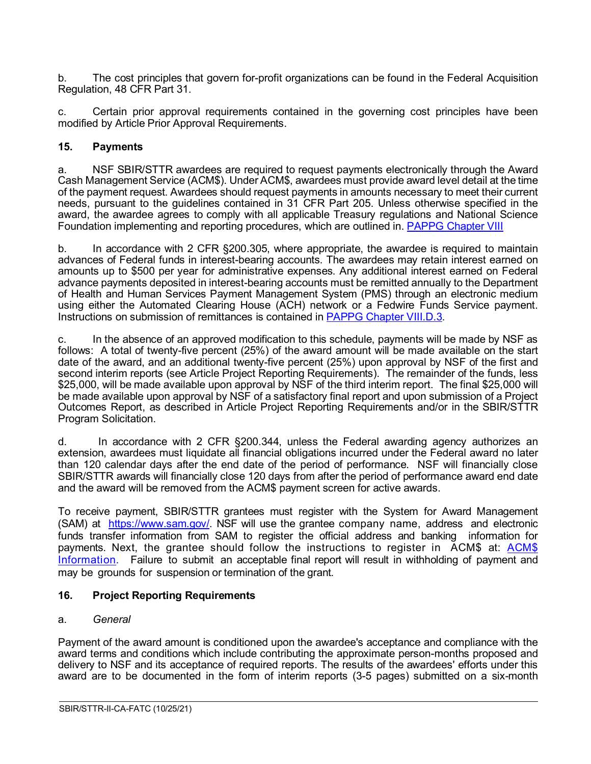b. The cost principles that govern for-profit organizations can be found in the Federal Acquisition Regulation, 48 CFR Part 31.

c. Certain prior approval requirements contained in the governing cost principles have been modified by Article Prior Approval Requirements.

### 15. Payments

a. NSF SBIR/STTR awardees are required to request payments electronically through the Award Cash Management Service (ACM$). Under ACM$, awardees must provide award level detail at the time of the payment request. Awardees should request payments in amounts necessary to meet their current needs, pursuant to the guidelines contained in 31 CFR Part 205. Unless otherwise specified in the award, the awardee agrees to comply with all applicable Treasury regulations and National Science Foundation implementing and reporting procedures, which are outlined in. [PAPPG Chapter VIII]

b. In accordance with 2 CFR §200.305, where appropriate, the awardee is required to maintain advances of Federal funds in interest-bearing accounts. The awardees may retain interest earned on amounts up to $500 per year for administrative expenses. Any additional interest earned on Federal advance payments deposited in interest-bearing accounts must be remitted annually to the Department of Health and Human Services Payment Management System (PMS) through an electronic medium using either the Automated Clearing House (ACH) network or a Fedwire Funds Service payment. Instructions on submission of remittances is contained in [PAPPG Chapter VIII.D.3].

c. In the absence of an approved modification to this schedule, payments will be made by NSF as follows: A total of twenty-five percent (25%) of the award amount will be made available on the start date of the award, and an additional twenty-five percent (25%) upon approval by NSF of the first and second interim reports (see Article Project Reporting Requirements). The remainder of the funds, less $25,000, will be made available upon approval by NSF of the third interim report. The final $25,000 will be made available upon approval by NSF of a satisfactory final report and upon submission of a Project Outcomes Report, as described in Article Project Reporting Requirements and/or in the SBIR/STTR Program Solicitation.

d. In accordance with 2 CFR §200.344, unless the Federal awarding agency authorizes an extension, awardees must liquidate all financial obligations incurred under the Federal award no later than 120 calendar days after the end date of the period of performance. NSF will financially close SBIR/STTR awards will financially close 120 days from after the period of performance award end date and the award will be removed from the ACM$ payment screen for active awards.

To receive payment, SBIR/STTR grantees must register with the System for Award Management (SAM) at https://www.sam.gov/. NSF will use the grantee company name, address and electronic funds transfer information from SAM to register the official address and banking information for payments. Next, the grantee should follow the instructions to register in ACM$ at: [ACM$ Information]. Failure to submit an acceptable final report will result in withholding of payment and may be grounds for suspension or termination of the grant.

### 16. Project Reporting Requirements

a. *General*

Payment of the award amount is conditioned upon the awardee's acceptance and compliance with the award terms and conditions which include contributing the approximate person-months proposed and delivery to NSF and its acceptance of required reports. The results of the awardees' efforts under this award are to be documented in the form of interim reports (3-5 pages) submitted on a six-month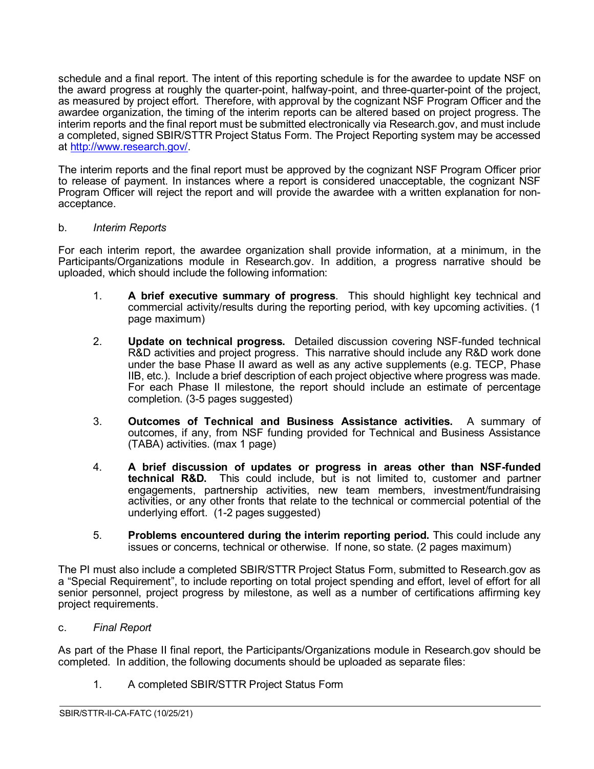schedule and a final report. The intent of this reporting schedule is for the awardee to update NSF on the award progress at roughly the quarter-point, halfway-point, and three-quarter-point of the project, as measured by project effort. Therefore, with approval by the cognizant NSF Program Officer and the awardee organization, the timing of the interim reports can be altered based on project progress. The interim reports and the final report must be submitted electronically via Research.gov, and must include a completed, signed SBIR/STTR Project Status Form. The Project Reporting system may be accessed at http://www.research.gov/.

The interim reports and the final report must be approved by the cognizant NSF Program Officer prior to release of payment. In instances where a report is considered unacceptable, the cognizant NSF Program Officer will reject the report and will provide the awardee with a written explanation for non-acceptance.

b. *Interim Reports*

For each interim report, the awardee organization shall provide information, at a minimum, in the Participants/Organizations module in Research.gov. In addition, a progress narrative should be uploaded, which should include the following information:

1. **A brief executive summary of progress**. This should highlight key technical and commercial activity/results during the reporting period, with key upcoming activities. (1 page maximum)

2. **Update on technical progress.** Detailed discussion covering NSF-funded technical R&D activities and project progress. This narrative should include any R&D work done under the base Phase II award as well as any active supplements (e.g. TECP, Phase IIB, etc.). Include a brief description of each project objective where progress was made. For each Phase II milestone, the report should include an estimate of percentage completion. (3-5 pages suggested)

3. **Outcomes of Technical and Business Assistance activities.** A summary of outcomes, if any, from NSF funding provided for Technical and Business Assistance (TABA) activities. (max 1 page)

4. **A brief discussion of updates or progress in areas other than NSF-funded technical R&D.** This could include, but is not limited to, customer and partner engagements, partnership activities, new team members, investment/fundraising activities, or any other fronts that relate to the technical or commercial potential of the underlying effort. (1-2 pages suggested)

5. **Problems encountered during the interim reporting period.** This could include any issues or concerns, technical or otherwise. If none, so state. (2 pages maximum)

The PI must also include a completed SBIR/STTR Project Status Form, submitted to Research.gov as a "Special Requirement", to include reporting on total project spending and effort, level of effort for all senior personnel, project progress by milestone, as well as a number of certifications affirming key project requirements.

c. *Final Report*

As part of the Phase II final report, the Participants/Organizations module in Research.gov should be completed. In addition, the following documents should be uploaded as separate files:

1. A completed SBIR/STTR Project Status Form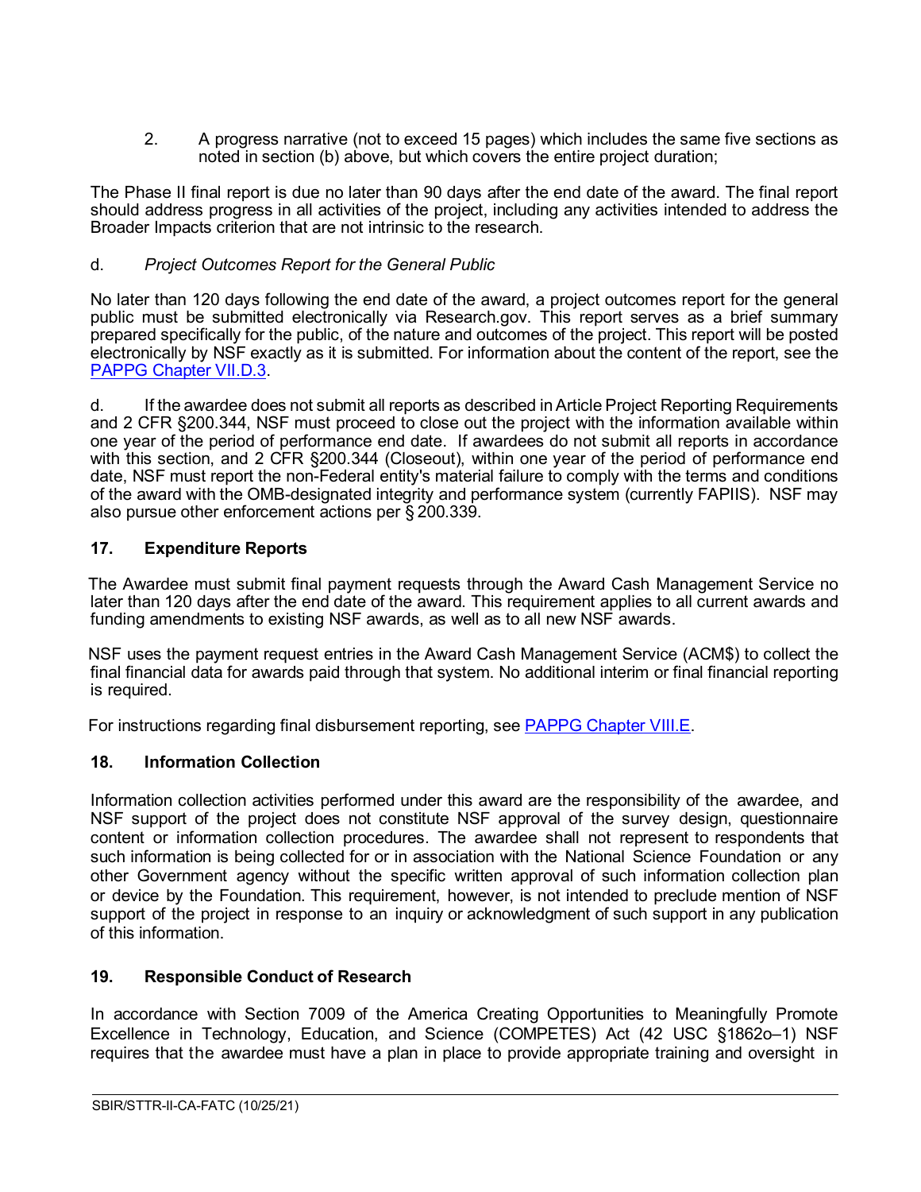2. A progress narrative (not to exceed 15 pages) which includes the same five sections as noted in section (b) above, but which covers the entire project duration;

The Phase II final report is due no later than 90 days after the end date of the award. The final report should address progress in all activities of the project, including any activities intended to address the Broader Impacts criterion that are not intrinsic to the research.

d. *Project Outcomes Report for the General Public*

No later than 120 days following the end date of the award, a project outcomes report for the general public must be submitted electronically via Research.gov. This report serves as a brief summary prepared specifically for the public, of the nature and outcomes of the project. This report will be posted electronically by NSF exactly as it is submitted. For information about the content of the report, see the [PAPPG Chapter VII.D.3](#).

d. If the awardee does not submit all reports as described in Article Project Reporting Requirements and 2 CFR §200.344, NSF must proceed to close out the project with the information available within one year of the period of performance end date. If awardees do not submit all reports in accordance with this section, and 2 CFR §200.344 (Closeout), within one year of the period of performance end date, NSF must report the non-Federal entity's material failure to comply with the terms and conditions of the award with the OMB-designated integrity and performance system (currently FAPIIS). NSF may also pursue other enforcement actions per § 200.339.

### 17. Expenditure Reports

The Awardee must submit final payment requests through the Award Cash Management Service no later than 120 days after the end date of the award. This requirement applies to all current awards and funding amendments to existing NSF awards, as well as to all new NSF awards.

NSF uses the payment request entries in the Award Cash Management Service (ACM$) to collect the final financial data for awards paid through that system. No additional interim or final financial reporting is required.

For instructions regarding final disbursement reporting, see [PAPPG Chapter VIII.E](#).

### 18. Information Collection

Information collection activities performed under this award are the responsibility of the awardee, and NSF support of the project does not constitute NSF approval of the survey design, questionnaire content or information collection procedures. The awardee shall not represent to respondents that such information is being collected for or in association with the National Science Foundation or any other Government agency without the specific written approval of such information collection plan or device by the Foundation. This requirement, however, is not intended to preclude mention of NSF support of the project in response to an inquiry or acknowledgment of such support in any publication of this information.

### 19. Responsible Conduct of Research

In accordance with Section 7009 of the America Creating Opportunities to Meaningfully Promote Excellence in Technology, Education, and Science (COMPETES) Act (42 USC §1862o–1) NSF requires that the awardee must have a plan in place to provide appropriate training and oversight in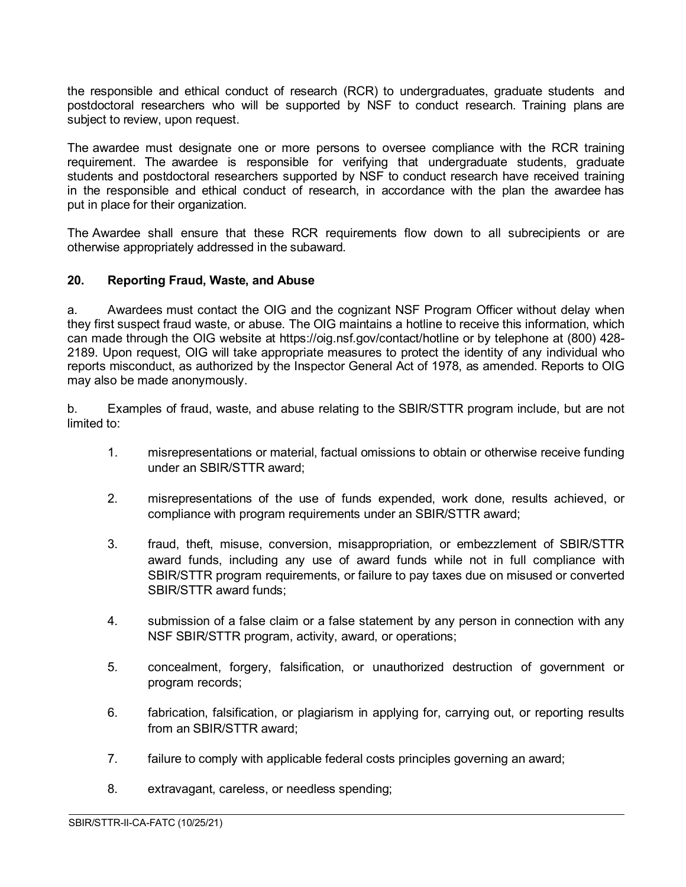the responsible and ethical conduct of research (RCR) to undergraduates, graduate students and postdoctoral researchers who will be supported by NSF to conduct research. Training plans are subject to review, upon request.

The awardee must designate one or more persons to oversee compliance with the RCR training requirement. The awardee is responsible for verifying that undergraduate students, graduate students and postdoctoral researchers supported by NSF to conduct research have received training in the responsible and ethical conduct of research, in accordance with the plan the awardee has put in place for their organization.

The Awardee shall ensure that these RCR requirements flow down to all subrecipients or are otherwise appropriately addressed in the subaward.

## 20. Reporting Fraud, Waste, and Abuse

a. Awardees must contact the OIG and the cognizant NSF Program Officer without delay when they first suspect fraud waste, or abuse. The OIG maintains a hotline to receive this information, which can made through the OIG website at https://oig.nsf.gov/contact/hotline or by telephone at (800) 428-2189. Upon request, OIG will take appropriate measures to protect the identity of any individual who reports misconduct, as authorized by the Inspector General Act of 1978, as amended. Reports to OIG may also be made anonymously.

b. Examples of fraud, waste, and abuse relating to the SBIR/STTR program include, but are not limited to:

1. misrepresentations or material, factual omissions to obtain or otherwise receive funding under an SBIR/STTR award;

2. misrepresentations of the use of funds expended, work done, results achieved, or compliance with program requirements under an SBIR/STTR award;

3. fraud, theft, misuse, conversion, misappropriation, or embezzlement of SBIR/STTR award funds, including any use of award funds while not in full compliance with SBIR/STTR program requirements, or failure to pay taxes due on misused or converted SBIR/STTR award funds;

4. submission of a false claim or a false statement by any person in connection with any NSF SBIR/STTR program, activity, award, or operations;

5. concealment, forgery, falsification, or unauthorized destruction of government or program records;

6. fabrication, falsification, or plagiarism in applying for, carrying out, or reporting results from an SBIR/STTR award;

7. failure to comply with applicable federal costs principles governing an award;

8. extravagant, careless, or needless spending;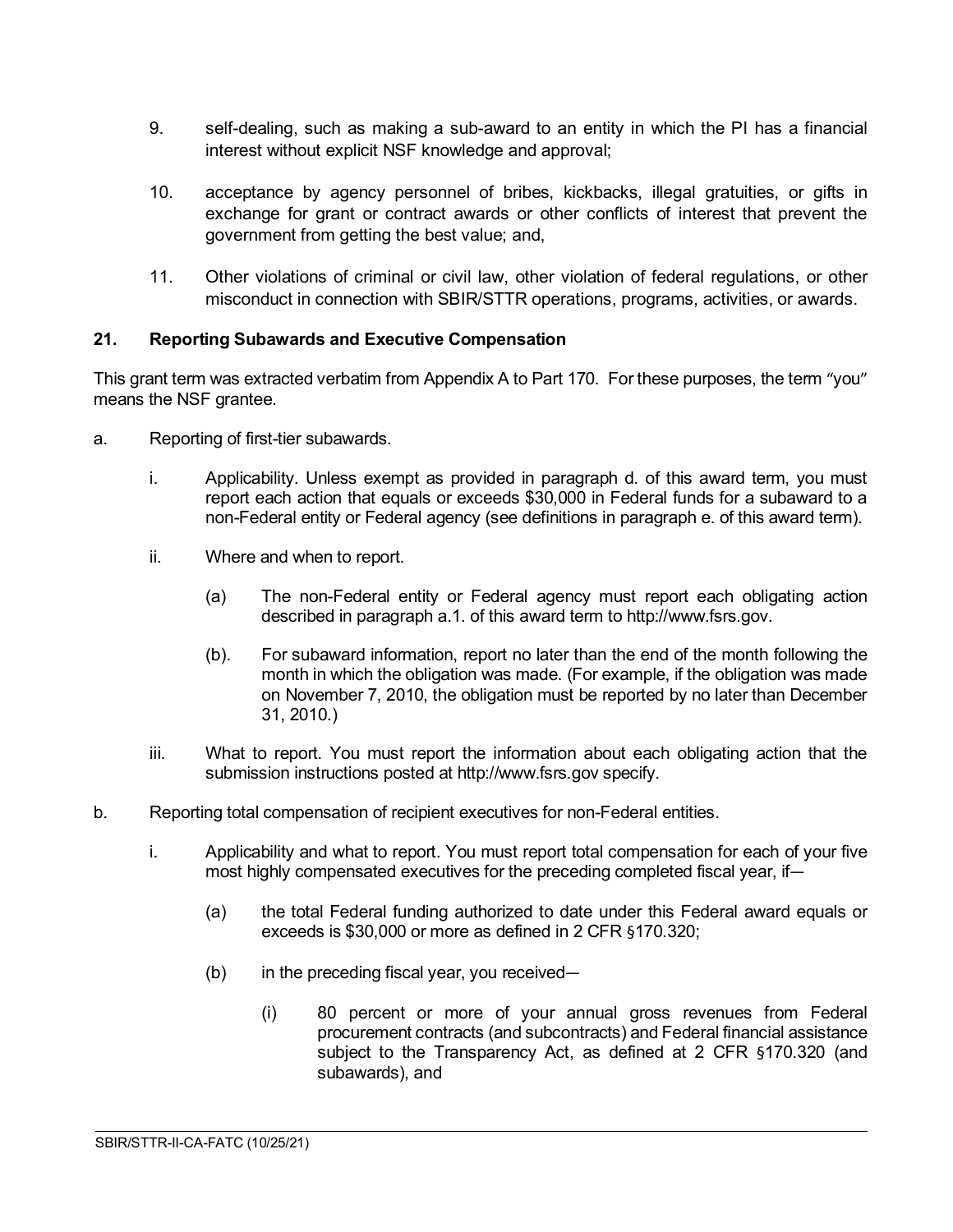9. self-dealing, such as making a sub-award to an entity in which the PI has a financial interest without explicit NSF knowledge and approval;

10. acceptance by agency personnel of bribes, kickbacks, illegal gratuities, or gifts in exchange for grant or contract awards or other conflicts of interest that prevent the government from getting the best value; and,

11. Other violations of criminal or civil law, other violation of federal regulations, or other misconduct in connection with SBIR/STTR operations, programs, activities, or awards.

## 21. Reporting Subawards and Executive Compensation

This grant term was extracted verbatim from Appendix A to Part 170. For these purposes, the term "you" means the NSF grantee.

a. Reporting of first-tier subawards.

  i. Applicability. Unless exempt as provided in paragraph d. of this award term, you must report each action that equals or exceeds $30,000 in Federal funds for a subaward to a non-Federal entity or Federal agency (see definitions in paragraph e. of this award term).

  ii. Where and when to report.

    (a) The non-Federal entity or Federal agency must report each obligating action described in paragraph a.1. of this award term to http://www.fsrs.gov.

    (b). For subaward information, report no later than the end of the month following the month in which the obligation was made. (For example, if the obligation was made on November 7, 2010, the obligation must be reported by no later than December 31, 2010.)

  iii. What to report. You must report the information about each obligating action that the submission instructions posted at http://www.fsrs.gov specify.

b. Reporting total compensation of recipient executives for non-Federal entities.

  i. Applicability and what to report. You must report total compensation for each of your five most highly compensated executives for the preceding completed fiscal year, if—

    (a) the total Federal funding authorized to date under this Federal award equals or exceeds is $30,000 or more as defined in 2 CFR §170.320;

    (b) in the preceding fiscal year, you received—

      (i) 80 percent or more of your annual gross revenues from Federal procurement contracts (and subcontracts) and Federal financial assistance subject to the Transparency Act, as defined at 2 CFR §170.320 (and subawards), and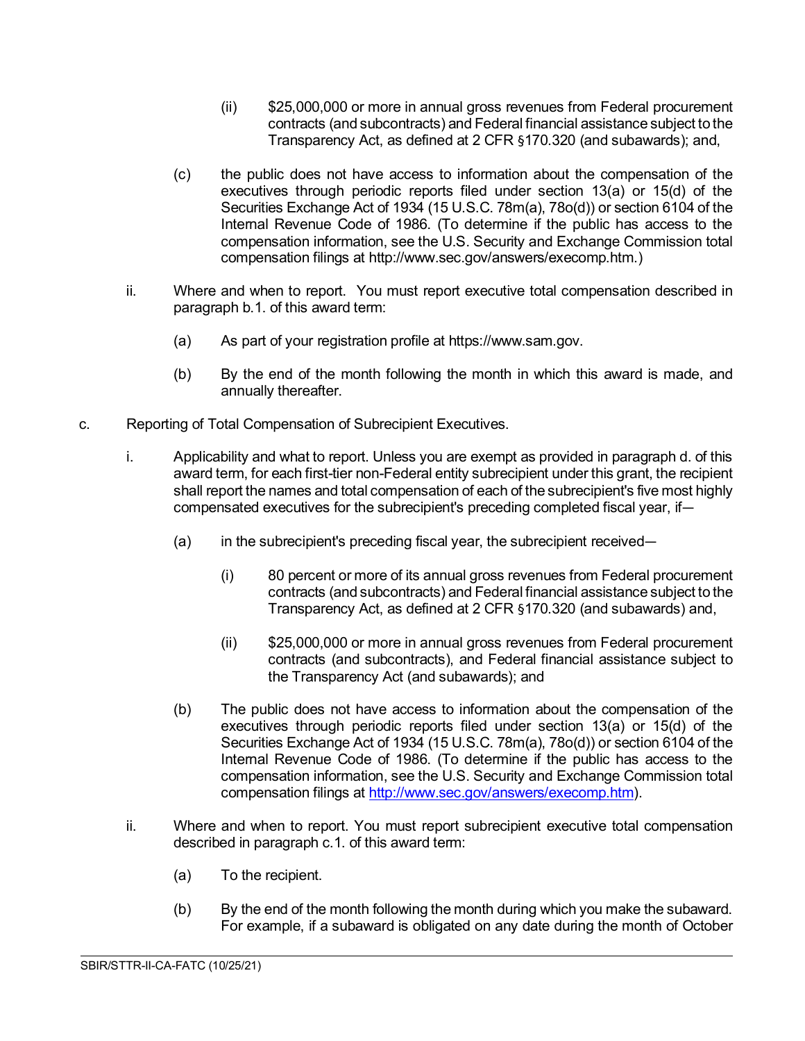(ii) $25,000,000 or more in annual gross revenues from Federal procurement contracts (and subcontracts) and Federal financial assistance subject to the Transparency Act, as defined at 2 CFR §170.320 (and subawards); and,

(c) the public does not have access to information about the compensation of the executives through periodic reports filed under section 13(a) or 15(d) of the Securities Exchange Act of 1934 (15 U.S.C. 78m(a), 78o(d)) or section 6104 of the Internal Revenue Code of 1986. (To determine if the public has access to the compensation information, see the U.S. Security and Exchange Commission total compensation filings at http://www.sec.gov/answers/execomp.htm.)

ii. Where and when to report. You must report executive total compensation described in paragraph b.1. of this award term:

(a) As part of your registration profile at https://www.sam.gov.

(b) By the end of the month following the month in which this award is made, and annually thereafter.

c. Reporting of Total Compensation of Subrecipient Executives.

i. Applicability and what to report. Unless you are exempt as provided in paragraph d. of this award term, for each first-tier non-Federal entity subrecipient under this grant, the recipient shall report the names and total compensation of each of the subrecipient's five most highly compensated executives for the subrecipient's preceding completed fiscal year, if—

(a) in the subrecipient's preceding fiscal year, the subrecipient received—

(i) 80 percent or more of its annual gross revenues from Federal procurement contracts (and subcontracts) and Federal financial assistance subject to the Transparency Act, as defined at 2 CFR §170.320 (and subawards) and,

(ii) $25,000,000 or more in annual gross revenues from Federal procurement contracts (and subcontracts), and Federal financial assistance subject to the Transparency Act (and subawards); and

(b) The public does not have access to information about the compensation of the executives through periodic reports filed under section 13(a) or 15(d) of the Securities Exchange Act of 1934 (15 U.S.C. 78m(a), 78o(d)) or section 6104 of the Internal Revenue Code of 1986. (To determine if the public has access to the compensation information, see the U.S. Security and Exchange Commission total compensation filings at http://www.sec.gov/answers/execomp.htm).

ii. Where and when to report. You must report subrecipient executive total compensation described in paragraph c.1. of this award term:

(a) To the recipient.

(b) By the end of the month following the month during which you make the subaward. For example, if a subaward is obligated on any date during the month of October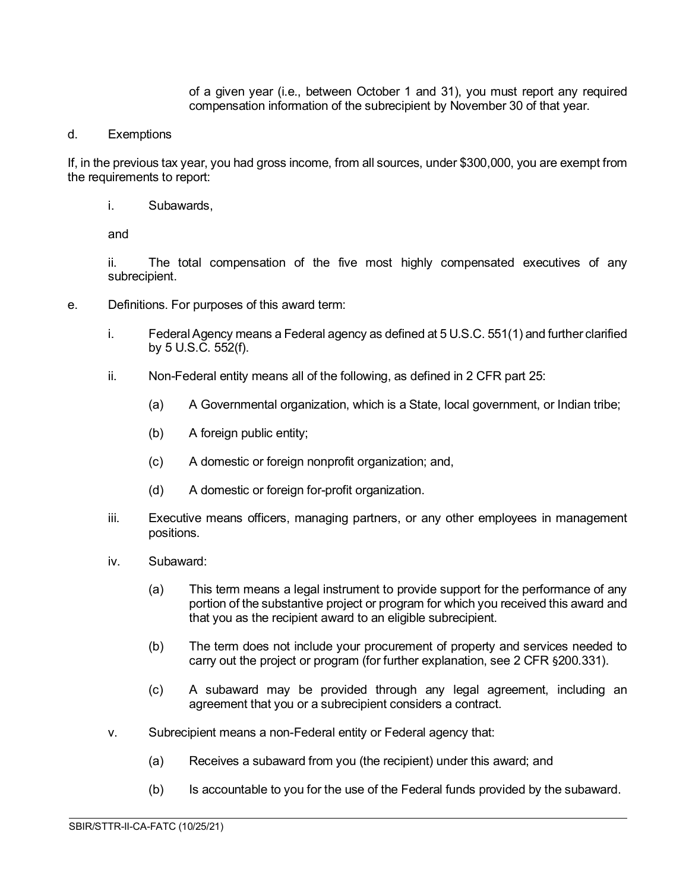of a given year (i.e., between October 1 and 31), you must report any required compensation information of the subrecipient by November 30 of that year.

d. Exemptions

If, in the previous tax year, you had gross income, from all sources, under $300,000, you are exempt from the requirements to report:

i. Subawards,

and

ii. The total compensation of the five most highly compensated executives of any subrecipient.

e. Definitions. For purposes of this award term:

i. Federal Agency means a Federal agency as defined at 5 U.S.C. 551(1) and further clarified by 5 U.S.C. 552(f).

ii. Non-Federal entity means all of the following, as defined in 2 CFR part 25:

(a) A Governmental organization, which is a State, local government, or Indian tribe;

(b) A foreign public entity;

(c) A domestic or foreign nonprofit organization; and,

(d) A domestic or foreign for-profit organization.

iii. Executive means officers, managing partners, or any other employees in management positions.

iv. Subaward:

(a) This term means a legal instrument to provide support for the performance of any portion of the substantive project or program for which you received this award and that you as the recipient award to an eligible subrecipient.

(b) The term does not include your procurement of property and services needed to carry out the project or program (for further explanation, see 2 CFR §200.331).

(c) A subaward may be provided through any legal agreement, including an agreement that you or a subrecipient considers a contract.

v. Subrecipient means a non-Federal entity or Federal agency that:

(a) Receives a subaward from you (the recipient) under this award; and

(b) Is accountable to you for the use of the Federal funds provided by the subaward.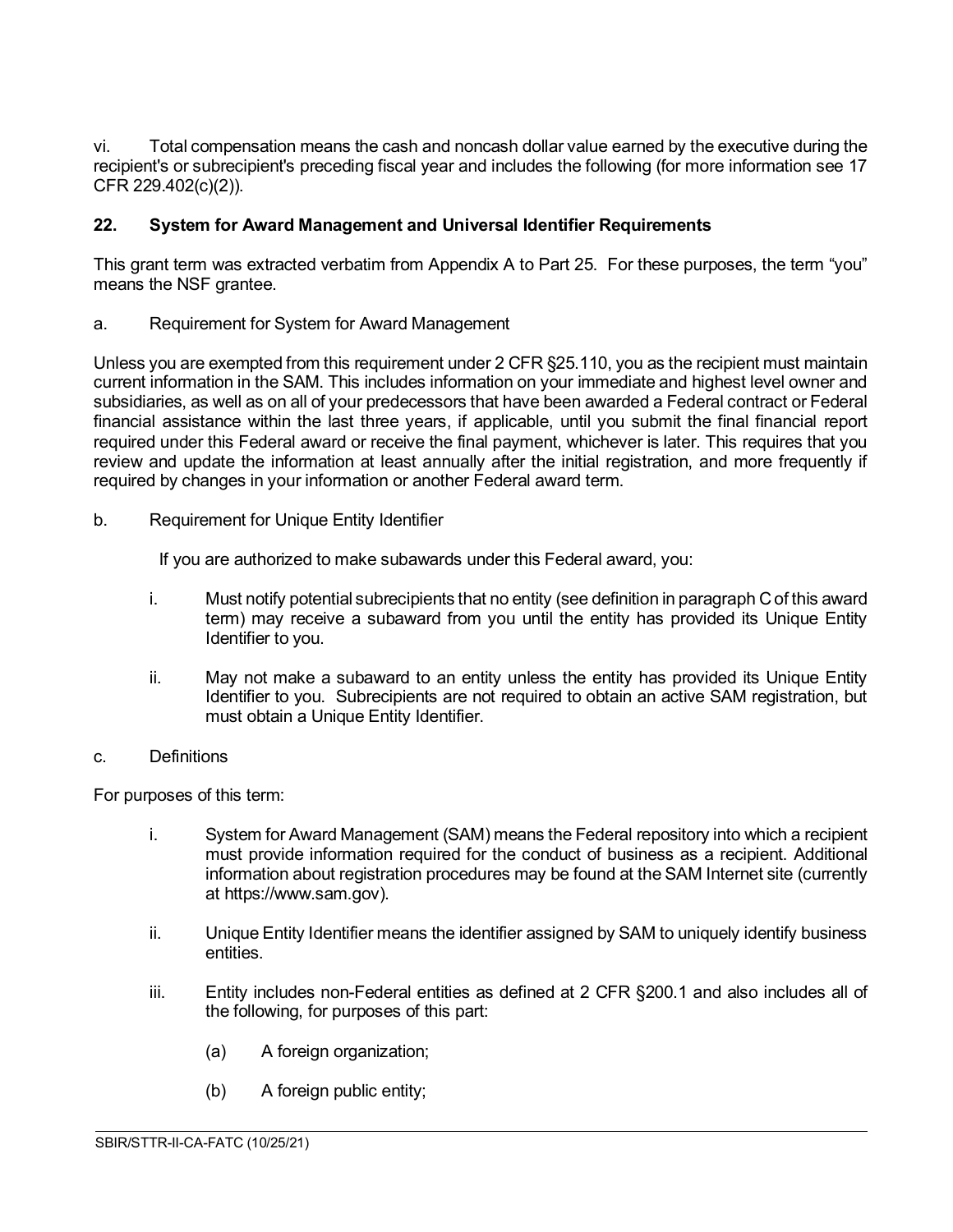vi. Total compensation means the cash and noncash dollar value earned by the executive during the recipient's or subrecipient's preceding fiscal year and includes the following (for more information see 17 CFR 229.402(c)(2)).

## 22. System for Award Management and Universal Identifier Requirements

This grant term was extracted verbatim from Appendix A to Part 25. For these purposes, the term "you" means the NSF grantee.

a. Requirement for System for Award Management

Unless you are exempted from this requirement under 2 CFR §25.110, you as the recipient must maintain current information in the SAM. This includes information on your immediate and highest level owner and subsidiaries, as well as on all of your predecessors that have been awarded a Federal contract or Federal financial assistance within the last three years, if applicable, until you submit the final financial report required under this Federal award or receive the final payment, whichever is later. This requires that you review and update the information at least annually after the initial registration, and more frequently if required by changes in your information or another Federal award term.

b. Requirement for Unique Entity Identifier

If you are authorized to make subawards under this Federal award, you:

i. Must notify potential subrecipients that no entity (see definition in paragraph C of this award term) may receive a subaward from you until the entity has provided its Unique Entity Identifier to you.

ii. May not make a subaward to an entity unless the entity has provided its Unique Entity Identifier to you. Subrecipients are not required to obtain an active SAM registration, but must obtain a Unique Entity Identifier.

c. Definitions

For purposes of this term:

i. System for Award Management (SAM) means the Federal repository into which a recipient must provide information required for the conduct of business as a recipient. Additional information about registration procedures may be found at the SAM Internet site (currently at https://www.sam.gov).

ii. Unique Entity Identifier means the identifier assigned by SAM to uniquely identify business entities.

iii. Entity includes non-Federal entities as defined at 2 CFR §200.1 and also includes all of the following, for purposes of this part:

(a) A foreign organization;

(b) A foreign public entity;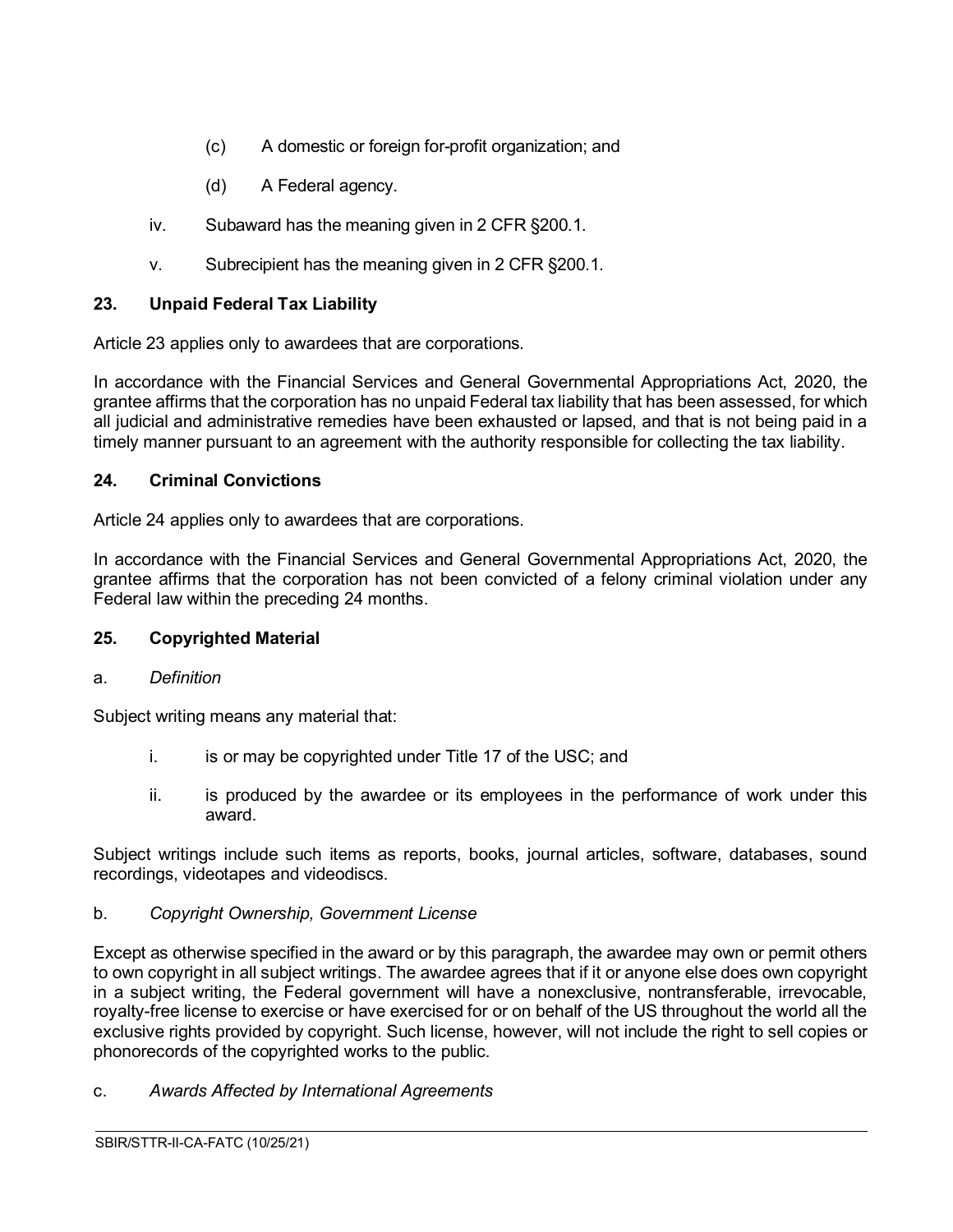(c) A domestic or foreign for-profit organization; and

(d) A Federal agency.

iv. Subaward has the meaning given in 2 CFR §200.1.

v. Subrecipient has the meaning given in 2 CFR §200.1.

## 23. Unpaid Federal Tax Liability

Article 23 applies only to awardees that are corporations.

In accordance with the Financial Services and General Governmental Appropriations Act, 2020, the grantee affirms that the corporation has no unpaid Federal tax liability that has been assessed, for which all judicial and administrative remedies have been exhausted or lapsed, and that is not being paid in a timely manner pursuant to an agreement with the authority responsible for collecting the tax liability.

## 24. Criminal Convictions

Article 24 applies only to awardees that are corporations.

In accordance with the Financial Services and General Governmental Appropriations Act, 2020, the grantee affirms that the corporation has not been convicted of a felony criminal violation under any Federal law within the preceding 24 months.

## 25. Copyrighted Material

a. *Definition*

Subject writing means any material that:

i. is or may be copyrighted under Title 17 of the USC; and

ii. is produced by the awardee or its employees in the performance of work under this award.

Subject writings include such items as reports, books, journal articles, software, databases, sound recordings, videotapes and videodiscs.

b. *Copyright Ownership, Government License*

Except as otherwise specified in the award or by this paragraph, the awardee may own or permit others to own copyright in all subject writings. The awardee agrees that if it or anyone else does own copyright in a subject writing, the Federal government will have a nonexclusive, nontransferable, irrevocable, royalty-free license to exercise or have exercised for or on behalf of the US throughout the world all the exclusive rights provided by copyright. Such license, however, will not include the right to sell copies or phonorecords of the copyrighted works to the public.

c. *Awards Affected by International Agreements*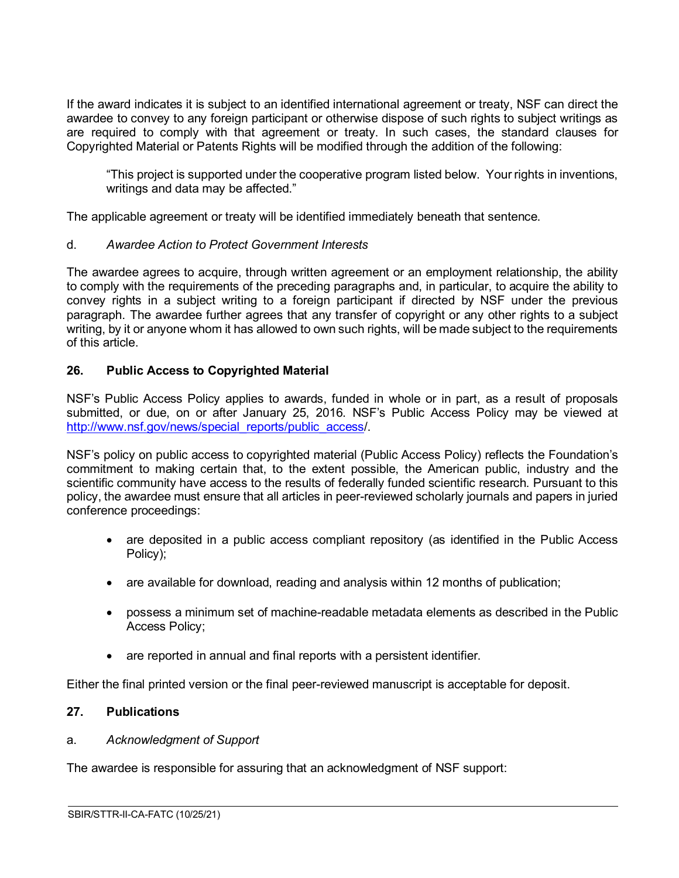If the award indicates it is subject to an identified international agreement or treaty, NSF can direct the awardee to convey to any foreign participant or otherwise dispose of such rights to subject writings as are required to comply with that agreement or treaty. In such cases, the standard clauses for Copyrighted Material or Patents Rights will be modified through the addition of the following:

> "This project is supported under the cooperative program listed below. Your rights in inventions, writings and data may be affected."

The applicable agreement or treaty will be identified immediately beneath that sentence.

d. *Awardee Action to Protect Government Interests*

The awardee agrees to acquire, through written agreement or an employment relationship, the ability to comply with the requirements of the preceding paragraphs and, in particular, to acquire the ability to convey rights in a subject writing to a foreign participant if directed by NSF under the previous paragraph. The awardee further agrees that any transfer of copyright or any other rights to a subject writing, by it or anyone whom it has allowed to own such rights, will be made subject to the requirements of this article.

## 26. Public Access to Copyrighted Material

NSF's Public Access Policy applies to awards, funded in whole or in part, as a result of proposals submitted, or due, on or after January 25, 2016. NSF's Public Access Policy may be viewed at [http://www.nsf.gov/news/special_reports/public_access](http://www.nsf.gov/news/special_reports/public_access)/.

NSF's policy on public access to copyrighted material (Public Access Policy) reflects the Foundation's commitment to making certain that, to the extent possible, the American public, industry and the scientific community have access to the results of federally funded scientific research. Pursuant to this policy, the awardee must ensure that all articles in peer-reviewed scholarly journals and papers in juried conference proceedings:

- are deposited in a public access compliant repository (as identified in the Public Access Policy);
- are available for download, reading and analysis within 12 months of publication;
- possess a minimum set of machine-readable metadata elements as described in the Public Access Policy;
- are reported in annual and final reports with a persistent identifier.

Either the final printed version or the final peer-reviewed manuscript is acceptable for deposit.

## 27. Publications

a. *Acknowledgment of Support*

The awardee is responsible for assuring that an acknowledgment of NSF support: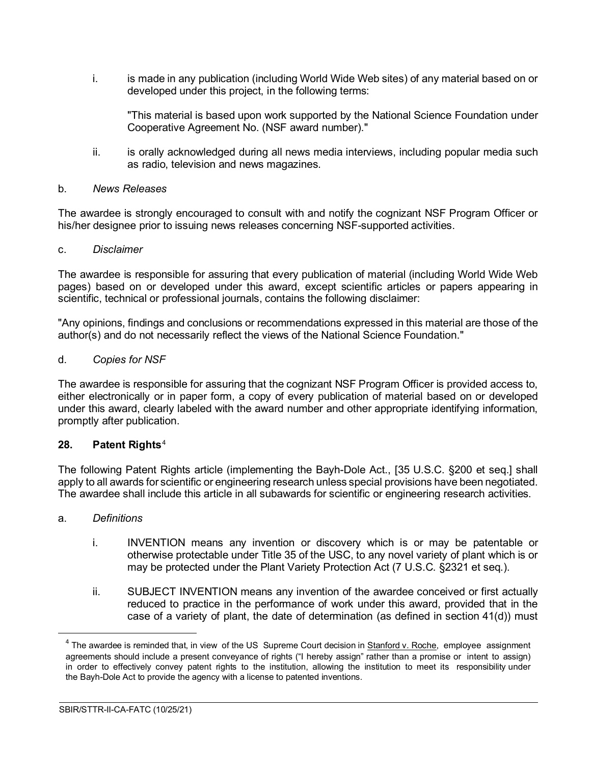i. is made in any publication (including World Wide Web sites) of any material based on or developed under this project, in the following terms:

   "This material is based upon work supported by the National Science Foundation under Cooperative Agreement No. (NSF award number)."

ii. is orally acknowledged during all news media interviews, including popular media such as radio, television and news magazines.

b. *News Releases*

The awardee is strongly encouraged to consult with and notify the cognizant NSF Program Officer or his/her designee prior to issuing news releases concerning NSF-supported activities.

c. *Disclaimer*

The awardee is responsible for assuring that every publication of material (including World Wide Web pages) based on or developed under this award, except scientific articles or papers appearing in scientific, technical or professional journals, contains the following disclaimer:

"Any opinions, findings and conclusions or recommendations expressed in this material are those of the author(s) and do not necessarily reflect the views of the National Science Foundation."

d. *Copies for NSF*

The awardee is responsible for assuring that the cognizant NSF Program Officer is provided access to, either electronically or in paper form, a copy of every publication of material based on or developed under this award, clearly labeled with the award number and other appropriate identifying information, promptly after publication.

## 28. Patent Rights[4]

The following Patent Rights article (implementing the Bayh-Dole Act., [35 U.S.C. §200 et seq.] shall apply to all awards for scientific or engineering research unless special provisions have been negotiated. The awardee shall include this article in all subawards for scientific or engineering research activities.

a. *Definitions*

i. INVENTION means any invention or discovery which is or may be patentable or otherwise protectable under Title 35 of the USC, to any novel variety of plant which is or may be protected under the Plant Variety Protection Act (7 U.S.C. §2321 et seq.).

ii. SUBJECT INVENTION means any invention of the awardee conceived or first actually reduced to practice in the performance of work under this award, provided that in the case of a variety of plant, the date of determination (as defined in section 41(d)) must

[4] The awardee is reminded that, in view of the US Supreme Court decision in Stanford v. Roche, employee assignment agreements should include a present conveyance of rights ("I hereby assign" rather than a promise or intent to assign) in order to effectively convey patent rights to the institution, allowing the institution to meet its responsibility under the Bayh-Dole Act to provide the agency with a license to patented inventions.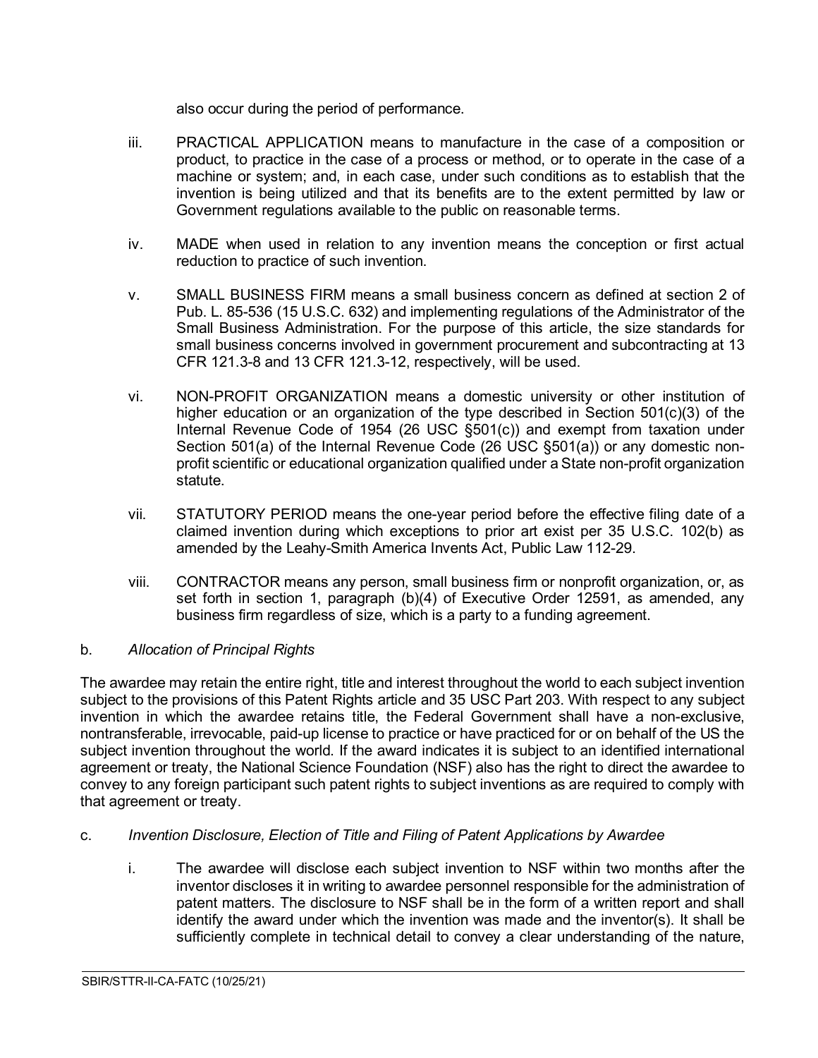also occur during the period of performance.

iii. PRACTICAL APPLICATION means to manufacture in the case of a composition or product, to practice in the case of a process or method, or to operate in the case of a machine or system; and, in each case, under such conditions as to establish that the invention is being utilized and that its benefits are to the extent permitted by law or Government regulations available to the public on reasonable terms.

iv. MADE when used in relation to any invention means the conception or first actual reduction to practice of such invention.

v. SMALL BUSINESS FIRM means a small business concern as defined at section 2 of Pub. L. 85-536 (15 U.S.C. 632) and implementing regulations of the Administrator of the Small Business Administration. For the purpose of this article, the size standards for small business concerns involved in government procurement and subcontracting at 13 CFR 121.3-8 and 13 CFR 121.3-12, respectively, will be used.

vi. NON-PROFIT ORGANIZATION means a domestic university or other institution of higher education or an organization of the type described in Section 501(c)(3) of the Internal Revenue Code of 1954 (26 USC §501(c)) and exempt from taxation under Section 501(a) of the Internal Revenue Code (26 USC §501(a)) or any domestic non-profit scientific or educational organization qualified under a State non-profit organization statute.

vii. STATUTORY PERIOD means the one-year period before the effective filing date of a claimed invention during which exceptions to prior art exist per 35 U.S.C. 102(b) as amended by the Leahy-Smith America Invents Act, Public Law 112-29.

viii. CONTRACTOR means any person, small business firm or nonprofit organization, or, as set forth in section 1, paragraph (b)(4) of Executive Order 12591, as amended, any business firm regardless of size, which is a party to a funding agreement.

b. *Allocation of Principal Rights*

The awardee may retain the entire right, title and interest throughout the world to each subject invention subject to the provisions of this Patent Rights article and 35 USC Part 203. With respect to any subject invention in which the awardee retains title, the Federal Government shall have a non-exclusive, nontransferable, irrevocable, paid-up license to practice or have practiced for or on behalf of the US the subject invention throughout the world. If the award indicates it is subject to an identified international agreement or treaty, the National Science Foundation (NSF) also has the right to direct the awardee to convey to any foreign participant such patent rights to subject inventions as are required to comply with that agreement or treaty.

c. *Invention Disclosure, Election of Title and Filing of Patent Applications by Awardee*

i. The awardee will disclose each subject invention to NSF within two months after the inventor discloses it in writing to awardee personnel responsible for the administration of patent matters. The disclosure to NSF shall be in the form of a written report and shall identify the award under which the invention was made and the inventor(s). It shall be sufficiently complete in technical detail to convey a clear understanding of the nature,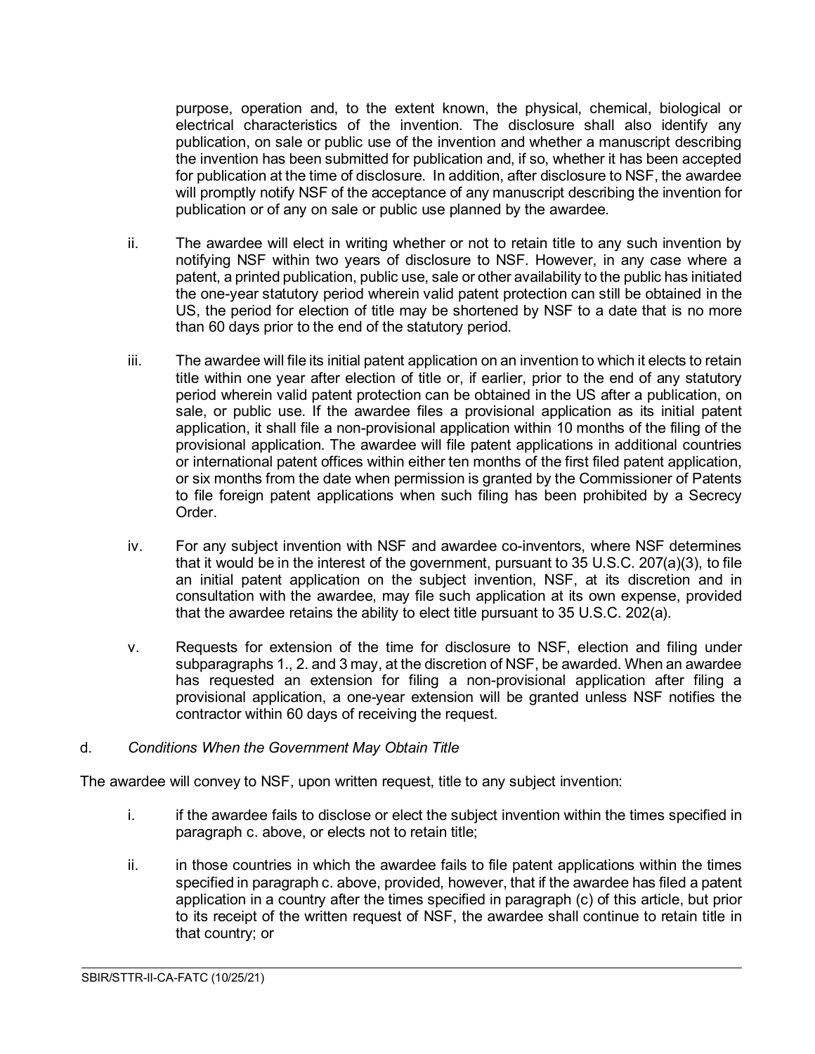purpose, operation and, to the extent known, the physical, chemical, biological or electrical characteristics of the invention. The disclosure shall also identify any publication, on sale or public use of the invention and whether a manuscript describing the invention has been submitted for publication and, if so, whether it has been accepted for publication at the time of disclosure. In addition, after disclosure to NSF, the awardee will promptly notify NSF of the acceptance of any manuscript describing the invention for publication or of any on sale or public use planned by the awardee.

ii. The awardee will elect in writing whether or not to retain title to any such invention by notifying NSF within two years of disclosure to NSF. However, in any case where a patent, a printed publication, public use, sale or other availability to the public has initiated the one-year statutory period wherein valid patent protection can still be obtained in the US, the period for election of title may be shortened by NSF to a date that is no more than 60 days prior to the end of the statutory period.

iii. The awardee will file its initial patent application on an invention to which it elects to retain title within one year after election of title or, if earlier, prior to the end of any statutory period wherein valid patent protection can be obtained in the US after a publication, on sale, or public use. If the awardee files a provisional application as its initial patent application, it shall file a non-provisional application within 10 months of the filing of the provisional application. The awardee will file patent applications in additional countries or international patent offices within either ten months of the first filed patent application, or six months from the date when permission is granted by the Commissioner of Patents to file foreign patent applications when such filing has been prohibited by a Secrecy Order.

iv. For any subject invention with NSF and awardee co-inventors, where NSF determines that it would be in the interest of the government, pursuant to 35 U.S.C. 207(a)(3), to file an initial patent application on the subject invention, NSF, at its discretion and in consultation with the awardee, may file such application at its own expense, provided that the awardee retains the ability to elect title pursuant to 35 U.S.C. 202(a).

v. Requests for extension of the time for disclosure to NSF, election and filing under subparagraphs 1., 2. and 3 may, at the discretion of NSF, be awarded. When an awardee has requested an extension for filing a non-provisional application after filing a provisional application, a one-year extension will be granted unless NSF notifies the contractor within 60 days of receiving the request.

d. *Conditions When the Government May Obtain Title*

The awardee will convey to NSF, upon written request, title to any subject invention:

i. if the awardee fails to disclose or elect the subject invention within the times specified in paragraph c. above, or elects not to retain title;

ii. in those countries in which the awardee fails to file patent applications within the times specified in paragraph c. above, provided, however, that if the awardee has filed a patent application in a country after the times specified in paragraph (c) of this article, but prior to its receipt of the written request of NSF, the awardee shall continue to retain title in that country; or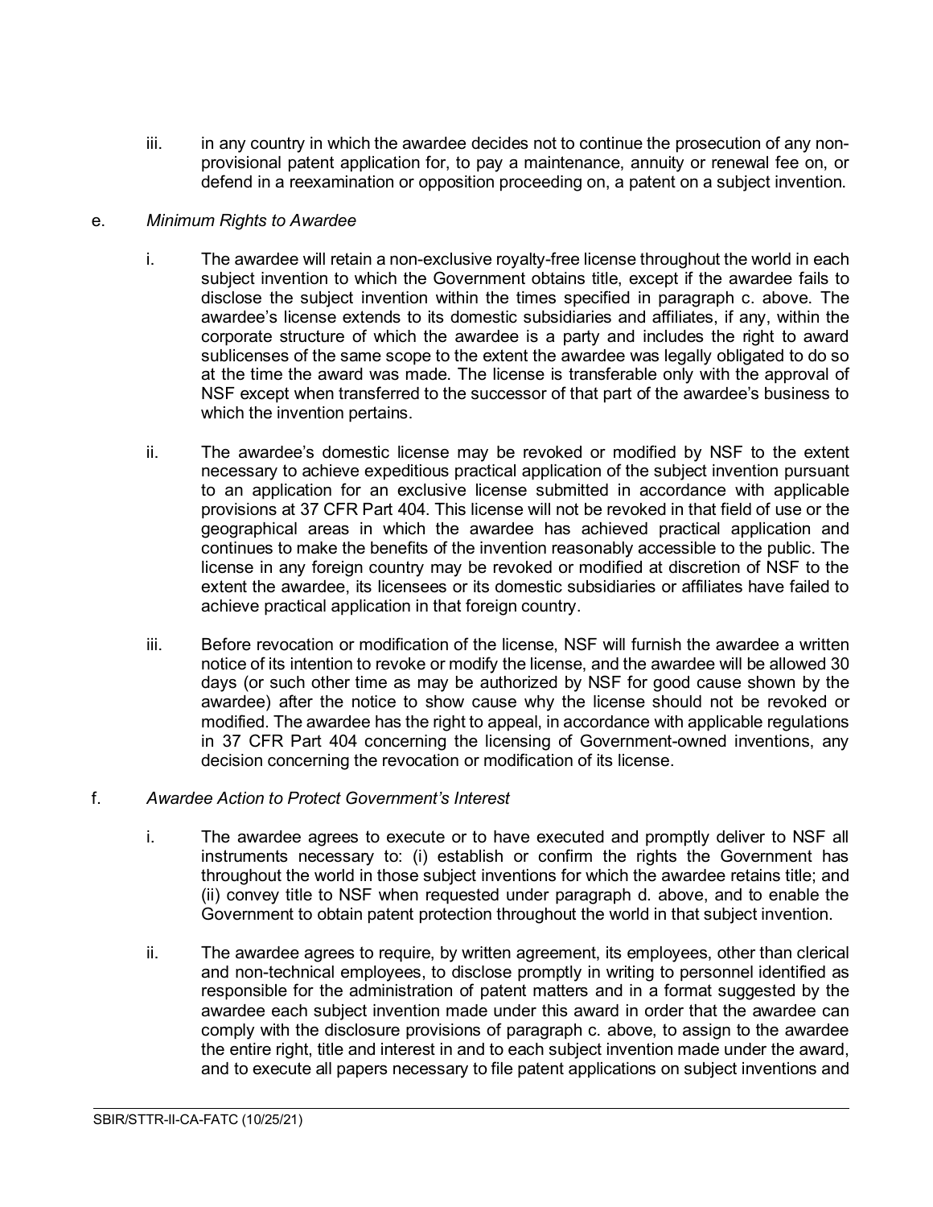iii. in any country in which the awardee decides not to continue the prosecution of any non-provisional patent application for, to pay a maintenance, annuity or renewal fee on, or defend in a reexamination or opposition proceeding on, a patent on a subject invention.

e. *Minimum Rights to Awardee*

i. The awardee will retain a non-exclusive royalty-free license throughout the world in each subject invention to which the Government obtains title, except if the awardee fails to disclose the subject invention within the times specified in paragraph c. above. The awardee's license extends to its domestic subsidiaries and affiliates, if any, within the corporate structure of which the awardee is a party and includes the right to award sublicenses of the same scope to the extent the awardee was legally obligated to do so at the time the award was made. The license is transferable only with the approval of NSF except when transferred to the successor of that part of the awardee's business to which the invention pertains.

ii. The awardee's domestic license may be revoked or modified by NSF to the extent necessary to achieve expeditious practical application of the subject invention pursuant to an application for an exclusive license submitted in accordance with applicable provisions at 37 CFR Part 404. This license will not be revoked in that field of use or the geographical areas in which the awardee has achieved practical application and continues to make the benefits of the invention reasonably accessible to the public. The license in any foreign country may be revoked or modified at discretion of NSF to the extent the awardee, its licensees or its domestic subsidiaries or affiliates have failed to achieve practical application in that foreign country.

iii. Before revocation or modification of the license, NSF will furnish the awardee a written notice of its intention to revoke or modify the license, and the awardee will be allowed 30 days (or such other time as may be authorized by NSF for good cause shown by the awardee) after the notice to show cause why the license should not be revoked or modified. The awardee has the right to appeal, in accordance with applicable regulations in 37 CFR Part 404 concerning the licensing of Government-owned inventions, any decision concerning the revocation or modification of its license.

f. *Awardee Action to Protect Government's Interest*

i. The awardee agrees to execute or to have executed and promptly deliver to NSF all instruments necessary to: (i) establish or confirm the rights the Government has throughout the world in those subject inventions for which the awardee retains title; and (ii) convey title to NSF when requested under paragraph d. above, and to enable the Government to obtain patent protection throughout the world in that subject invention.

ii. The awardee agrees to require, by written agreement, its employees, other than clerical and non-technical employees, to disclose promptly in writing to personnel identified as responsible for the administration of patent matters and in a format suggested by the awardee each subject invention made under this award in order that the awardee can comply with the disclosure provisions of paragraph c. above, to assign to the awardee the entire right, title and interest in and to each subject invention made under the award, and to execute all papers necessary to file patent applications on subject inventions and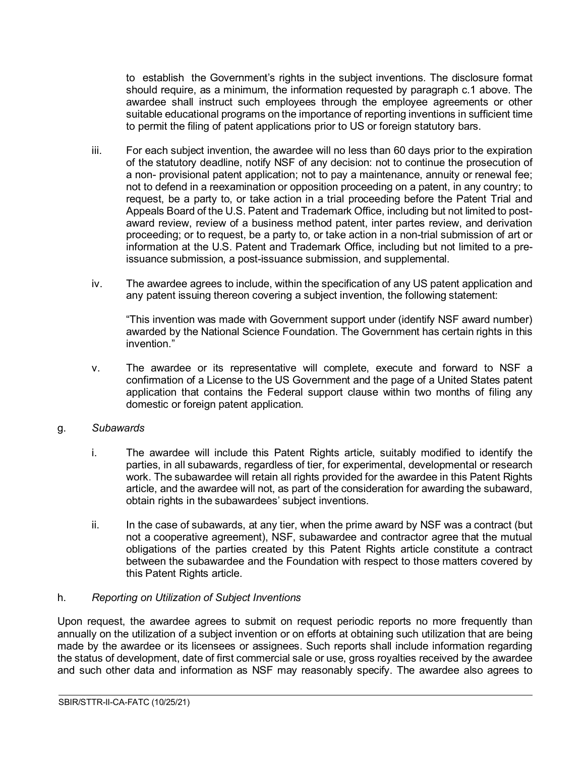to establish the Government's rights in the subject inventions. The disclosure format should require, as a minimum, the information requested by paragraph c.1 above. The awardee shall instruct such employees through the employee agreements or other suitable educational programs on the importance of reporting inventions in sufficient time to permit the filing of patent applications prior to US or foreign statutory bars.

iii. For each subject invention, the awardee will no less than 60 days prior to the expiration of the statutory deadline, notify NSF of any decision: not to continue the prosecution of a non- provisional patent application; not to pay a maintenance, annuity or renewal fee; not to defend in a reexamination or opposition proceeding on a patent, in any country; to request, be a party to, or take action in a trial proceeding before the Patent Trial and Appeals Board of the U.S. Patent and Trademark Office, including but not limited to post-award review, review of a business method patent, inter partes review, and derivation proceeding; or to request, be a party to, or take action in a non-trial submission of art or information at the U.S. Patent and Trademark Office, including but not limited to a pre-issuance submission, a post-issuance submission, and supplemental.

iv. The awardee agrees to include, within the specification of any US patent application and any patent issuing thereon covering a subject invention, the following statement:

"This invention was made with Government support under (identify NSF award number) awarded by the National Science Foundation. The Government has certain rights in this invention."

v. The awardee or its representative will complete, execute and forward to NSF a confirmation of a License to the US Government and the page of a United States patent application that contains the Federal support clause within two months of filing any domestic or foreign patent application.

g. *Subawards*

i. The awardee will include this Patent Rights article, suitably modified to identify the parties, in all subawards, regardless of tier, for experimental, developmental or research work. The subawardee will retain all rights provided for the awardee in this Patent Rights article, and the awardee will not, as part of the consideration for awarding the subaward, obtain rights in the subawardees' subject inventions.

ii. In the case of subawards, at any tier, when the prime award by NSF was a contract (but not a cooperative agreement), NSF, subawardee and contractor agree that the mutual obligations of the parties created by this Patent Rights article constitute a contract between the subawardee and the Foundation with respect to those matters covered by this Patent Rights article.

h. *Reporting on Utilization of Subject Inventions*

Upon request, the awardee agrees to submit on request periodic reports no more frequently than annually on the utilization of a subject invention or on efforts at obtaining such utilization that are being made by the awardee or its licensees or assignees. Such reports shall include information regarding the status of development, date of first commercial sale or use, gross royalties received by the awardee and such other data and information as NSF may reasonably specify. The awardee also agrees to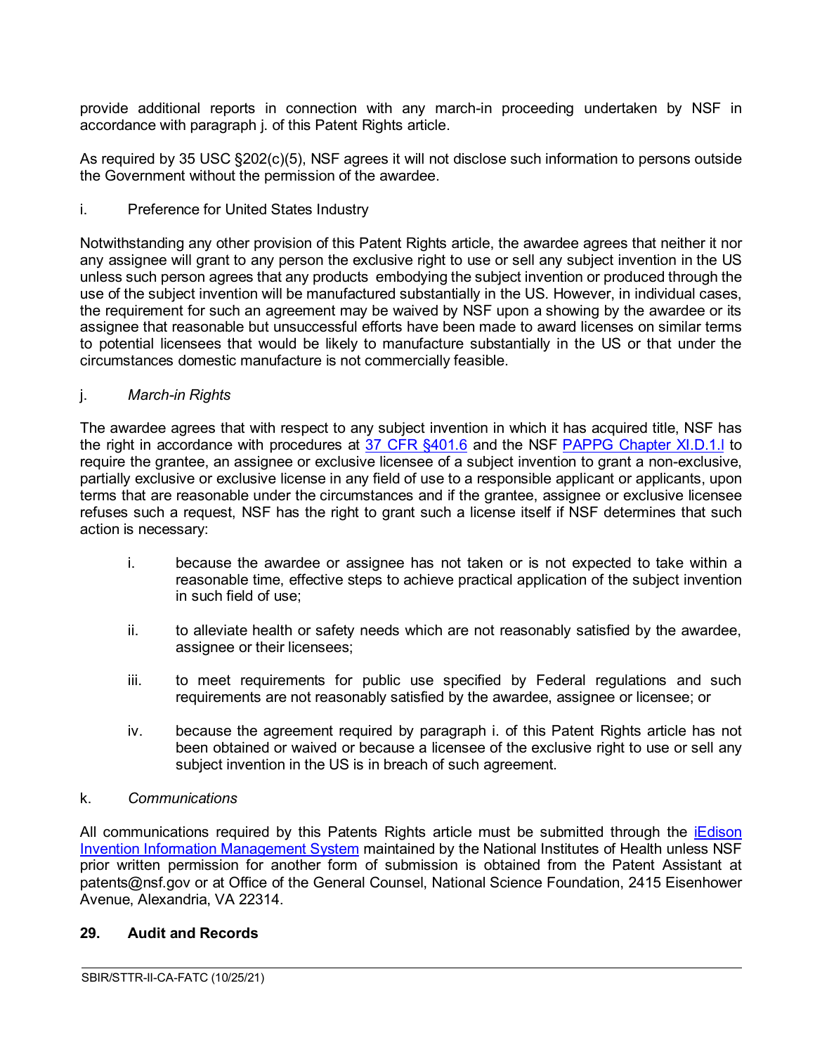provide additional reports in connection with any march-in proceeding undertaken by NSF in accordance with paragraph j. of this Patent Rights article.

As required by 35 USC §202(c)(5), NSF agrees it will not disclose such information to persons outside the Government without the permission of the awardee.

i. Preference for United States Industry

Notwithstanding any other provision of this Patent Rights article, the awardee agrees that neither it nor any assignee will grant to any person the exclusive right to use or sell any subject invention in the US unless such person agrees that any products embodying the subject invention or produced through the use of the subject invention will be manufactured substantially in the US. However, in individual cases, the requirement for such an agreement may be waived by NSF upon a showing by the awardee or its assignee that reasonable but unsuccessful efforts have been made to award licenses on similar terms to potential licensees that would be likely to manufacture substantially in the US or that under the circumstances domestic manufacture is not commercially feasible.

j. *March-in Rights*

The awardee agrees that with respect to any subject invention in which it has acquired title, NSF has the right in accordance with procedures at [37 CFR §401.6] and the NSF [PAPPG Chapter XI.D.1.l] to require the grantee, an assignee or exclusive licensee of a subject invention to grant a non-exclusive, partially exclusive or exclusive license in any field of use to a responsible applicant or applicants, upon terms that are reasonable under the circumstances and if the grantee, assignee or exclusive licensee refuses such a request, NSF has the right to grant such a license itself if NSF determines that such action is necessary:

i. because the awardee or assignee has not taken or is not expected to take within a reasonable time, effective steps to achieve practical application of the subject invention in such field of use;

ii. to alleviate health or safety needs which are not reasonably satisfied by the awardee, assignee or their licensees;

iii. to meet requirements for public use specified by Federal regulations and such requirements are not reasonably satisfied by the awardee, assignee or licensee; or

iv. because the agreement required by paragraph i. of this Patent Rights article has not been obtained or waived or because a licensee of the exclusive right to use or sell any subject invention in the US is in breach of such agreement.

k. *Communications*

All communications required by this Patents Rights article must be submitted through the [iEdison Invention Information Management System] maintained by the National Institutes of Health unless NSF prior written permission for another form of submission is obtained from the Patent Assistant at patents@nsf.gov or at Office of the General Counsel, National Science Foundation, 2415 Eisenhower Avenue, Alexandria, VA 22314.

## 29. Audit and Records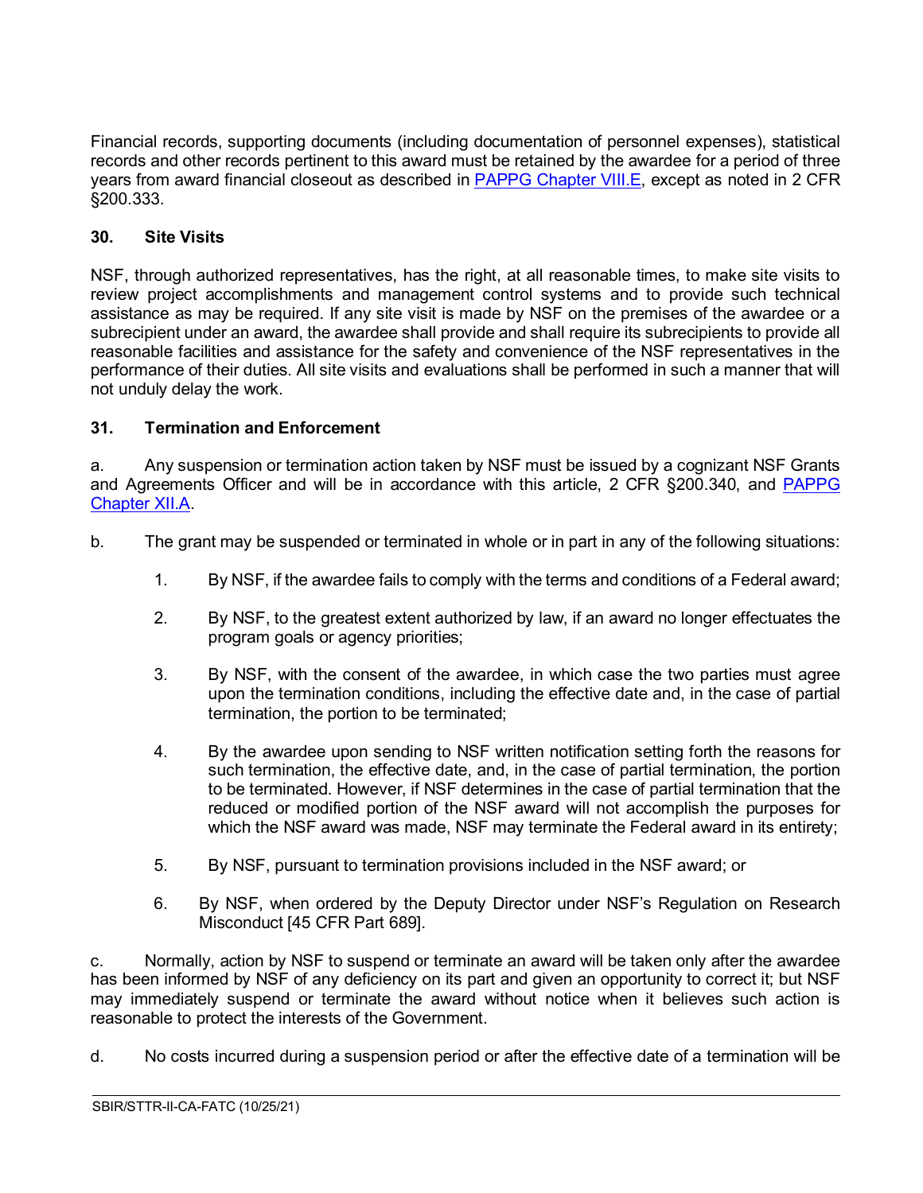Financial records, supporting documents (including documentation of personnel expenses), statistical records and other records pertinent to this award must be retained by the awardee for a period of three years from award financial closeout as described in [PAPPG Chapter VIII.E](), except as noted in 2 CFR §200.333.

**30. Site Visits**

NSF, through authorized representatives, has the right, at all reasonable times, to make site visits to review project accomplishments and management control systems and to provide such technical assistance as may be required. If any site visit is made by NSF on the premises of the awardee or a subrecipient under an award, the awardee shall provide and shall require its subrecipients to provide all reasonable facilities and assistance for the safety and convenience of the NSF representatives in the performance of their duties. All site visits and evaluations shall be performed in such a manner that will not unduly delay the work.

**31. Termination and Enforcement**

a. Any suspension or termination action taken by NSF must be issued by a cognizant NSF Grants and Agreements Officer and will be in accordance with this article, 2 CFR §200.340, and [PAPPG Chapter XII.A]().

b. The grant may be suspended or terminated in whole or in part in any of the following situations:

1. By NSF, if the awardee fails to comply with the terms and conditions of a Federal award;

2. By NSF, to the greatest extent authorized by law, if an award no longer effectuates the program goals or agency priorities;

3. By NSF, with the consent of the awardee, in which case the two parties must agree upon the termination conditions, including the effective date and, in the case of partial termination, the portion to be terminated;

4. By the awardee upon sending to NSF written notification setting forth the reasons for such termination, the effective date, and, in the case of partial termination, the portion to be terminated. However, if NSF determines in the case of partial termination that the reduced or modified portion of the NSF award will not accomplish the purposes for which the NSF award was made, NSF may terminate the Federal award in its entirety;

5. By NSF, pursuant to termination provisions included in the NSF award; or

6. By NSF, when ordered by the Deputy Director under NSF's Regulation on Research Misconduct [45 CFR Part 689].

c. Normally, action by NSF to suspend or terminate an award will be taken only after the awardee has been informed by NSF of any deficiency on its part and given an opportunity to correct it; but NSF may immediately suspend or terminate the award without notice when it believes such action is reasonable to protect the interests of the Government.

d. No costs incurred during a suspension period or after the effective date of a termination will be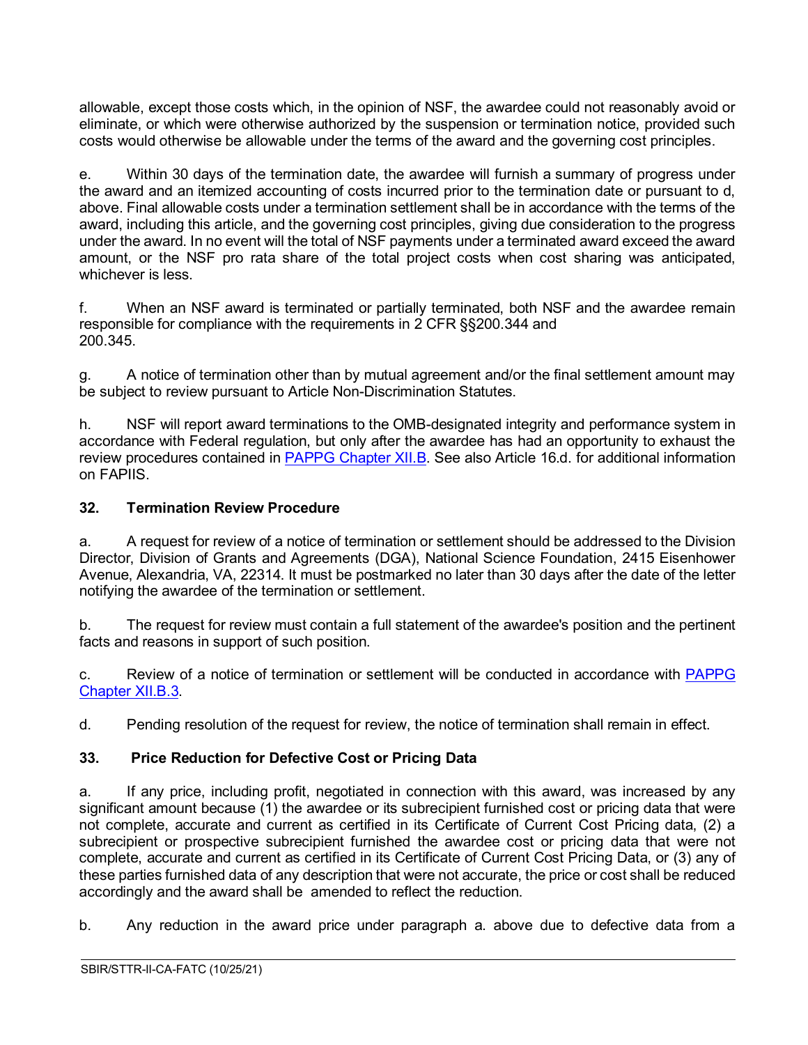allowable, except those costs which, in the opinion of NSF, the awardee could not reasonably avoid or eliminate, or which were otherwise authorized by the suspension or termination notice, provided such costs would otherwise be allowable under the terms of the award and the governing cost principles.

e. Within 30 days of the termination date, the awardee will furnish a summary of progress under the award and an itemized accounting of costs incurred prior to the termination date or pursuant to d, above. Final allowable costs under a termination settlement shall be in accordance with the terms of the award, including this article, and the governing cost principles, giving due consideration to the progress under the award. In no event will the total of NSF payments under a terminated award exceed the award amount, or the NSF pro rata share of the total project costs when cost sharing was anticipated, whichever is less.

f. When an NSF award is terminated or partially terminated, both NSF and the awardee remain responsible for compliance with the requirements in 2 CFR §§200.344 and 200.345.

g. A notice of termination other than by mutual agreement and/or the final settlement amount may be subject to review pursuant to Article Non-Discrimination Statutes.

h. NSF will report award terminations to the OMB-designated integrity and performance system in accordance with Federal regulation, but only after the awardee has had an opportunity to exhaust the review procedures contained in PAPPG Chapter XII.B. See also Article 16.d. for additional information on FAPIIS.

### 32. Termination Review Procedure

a. A request for review of a notice of termination or settlement should be addressed to the Division Director, Division of Grants and Agreements (DGA), National Science Foundation, 2415 Eisenhower Avenue, Alexandria, VA, 22314. It must be postmarked no later than 30 days after the date of the letter notifying the awardee of the termination or settlement.

b. The request for review must contain a full statement of the awardee's position and the pertinent facts and reasons in support of such position.

c. Review of a notice of termination or settlement will be conducted in accordance with PAPPG Chapter XII.B.3.

d. Pending resolution of the request for review, the notice of termination shall remain in effect.

### 33. Price Reduction for Defective Cost or Pricing Data

a. If any price, including profit, negotiated in connection with this award, was increased by any significant amount because (1) the awardee or its subrecipient furnished cost or pricing data that were not complete, accurate and current as certified in its Certificate of Current Cost Pricing data, (2) a subrecipient or prospective subrecipient furnished the awardee cost or pricing data that were not complete, accurate and current as certified in its Certificate of Current Cost Pricing Data, or (3) any of these parties furnished data of any description that were not accurate, the price or cost shall be reduced accordingly and the award shall be amended to reflect the reduction.

b. Any reduction in the award price under paragraph a. above due to defective data from a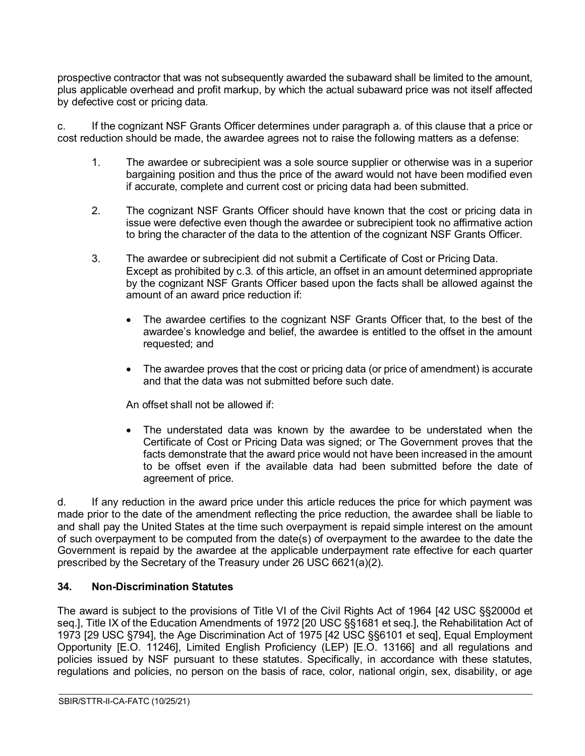prospective contractor that was not subsequently awarded the subaward shall be limited to the amount, plus applicable overhead and profit markup, by which the actual subaward price was not itself affected by defective cost or pricing data.

c. If the cognizant NSF Grants Officer determines under paragraph a. of this clause that a price or cost reduction should be made, the awardee agrees not to raise the following matters as a defense:

1. The awardee or subrecipient was a sole source supplier or otherwise was in a superior bargaining position and thus the price of the award would not have been modified even if accurate, complete and current cost or pricing data had been submitted.

2. The cognizant NSF Grants Officer should have known that the cost or pricing data in issue were defective even though the awardee or subrecipient took no affirmative action to bring the character of the data to the attention of the cognizant NSF Grants Officer.

3. The awardee or subrecipient did not submit a Certificate of Cost or Pricing Data. Except as prohibited by c.3. of this article, an offset in an amount determined appropriate by the cognizant NSF Grants Officer based upon the facts shall be allowed against the amount of an award price reduction if:

   - The awardee certifies to the cognizant NSF Grants Officer that, to the best of the awardee's knowledge and belief, the awardee is entitled to the offset in the amount requested; and

   - The awardee proves that the cost or pricing data (or price of amendment) is accurate and that the data was not submitted before such date.

   An offset shall not be allowed if:

   - The understated data was known by the awardee to be understated when the Certificate of Cost or Pricing Data was signed; or The Government proves that the facts demonstrate that the award price would not have been increased in the amount to be offset even if the available data had been submitted before the date of agreement of price.

d. If any reduction in the award price under this article reduces the price for which payment was made prior to the date of the amendment reflecting the price reduction, the awardee shall be liable to and shall pay the United States at the time such overpayment is repaid simple interest on the amount of such overpayment to be computed from the date(s) of overpayment to the awardee to the date the Government is repaid by the awardee at the applicable underpayment rate effective for each quarter prescribed by the Secretary of the Treasury under 26 USC 6621(a)(2).

### 34. Non-Discrimination Statutes

The award is subject to the provisions of Title VI of the Civil Rights Act of 1964 [42 USC §§2000d et seq.], Title IX of the Education Amendments of 1972 [20 USC §§1681 et seq.], the Rehabilitation Act of 1973 [29 USC §794], the Age Discrimination Act of 1975 [42 USC §§6101 et seq], Equal Employment Opportunity [E.O. 11246], Limited English Proficiency (LEP) [E.O. 13166] and all regulations and policies issued by NSF pursuant to these statutes. Specifically, in accordance with these statutes, regulations and policies, no person on the basis of race, color, national origin, sex, disability, or age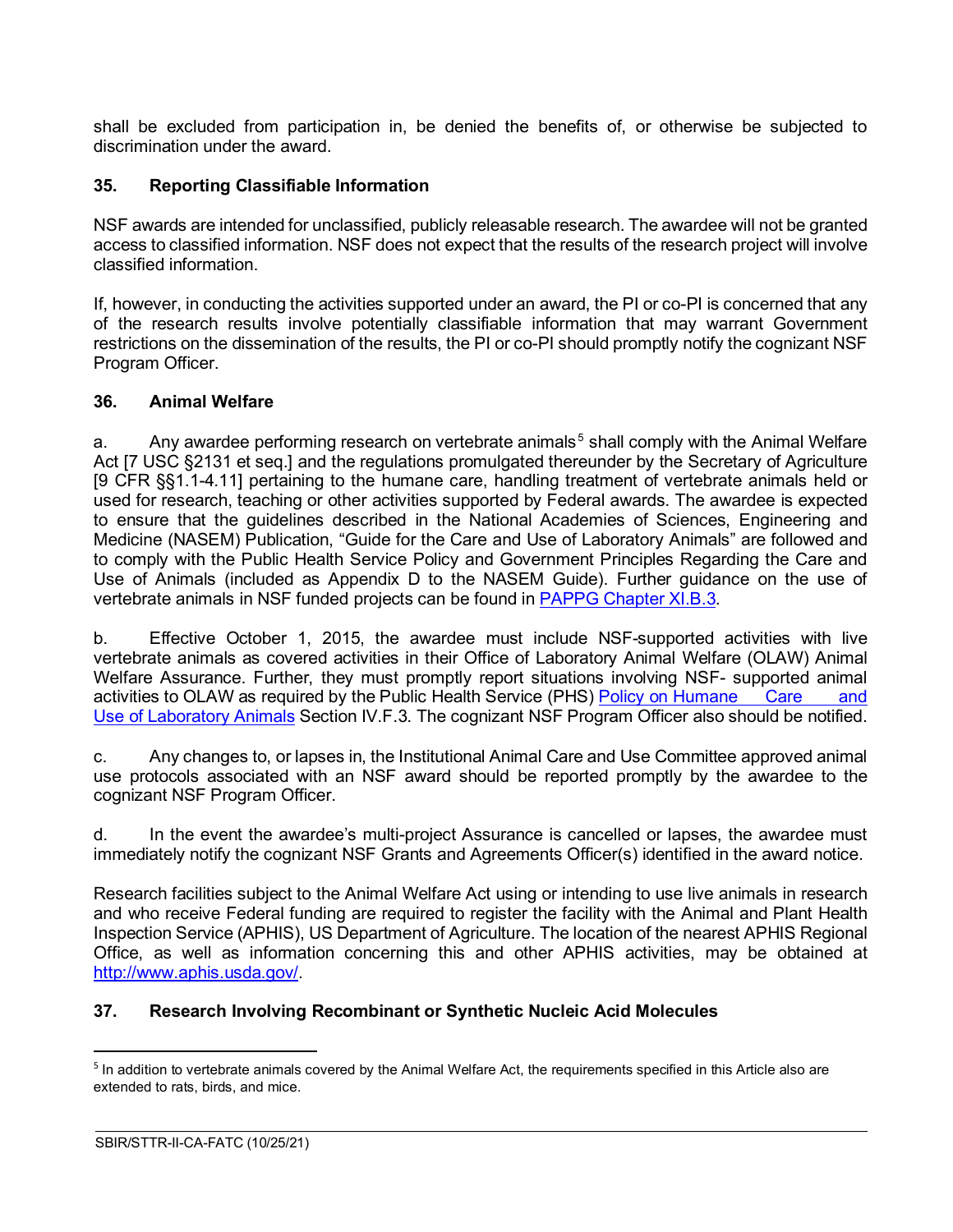shall be excluded from participation in, be denied the benefits of, or otherwise be subjected to discrimination under the award.

### 35. Reporting Classifiable Information

NSF awards are intended for unclassified, publicly releasable research. The awardee will not be granted access to classified information. NSF does not expect that the results of the research project will involve classified information.

If, however, in conducting the activities supported under an award, the PI or co-PI is concerned that any of the research results involve potentially classifiable information that may warrant Government restrictions on the dissemination of the results, the PI or co-PI should promptly notify the cognizant NSF Program Officer.

### 36. Animal Welfare

a. Any awardee performing research on vertebrate animals[5] shall comply with the Animal Welfare Act [7 USC §2131 et seq.] and the regulations promulgated thereunder by the Secretary of Agriculture [9 CFR §§1.1-4.11] pertaining to the humane care, handling treatment of vertebrate animals held or used for research, teaching or other activities supported by Federal awards. The awardee is expected to ensure that the guidelines described in the National Academies of Sciences, Engineering and Medicine (NASEM) Publication, "Guide for the Care and Use of Laboratory Animals" are followed and to comply with the Public Health Service Policy and Government Principles Regarding the Care and Use of Animals (included as Appendix D to the NASEM Guide). Further guidance on the use of vertebrate animals in NSF funded projects can be found in PAPPG Chapter XI.B.3.

b. Effective October 1, 2015, the awardee must include NSF-supported activities with live vertebrate animals as covered activities in their Office of Laboratory Animal Welfare (OLAW) Animal Welfare Assurance. Further, they must promptly report situations involving NSF- supported animal activities to OLAW as required by the Public Health Service (PHS) Policy on Humane Care and Use of Laboratory Animals Section IV.F.3. The cognizant NSF Program Officer also should be notified.

c. Any changes to, or lapses in, the Institutional Animal Care and Use Committee approved animal use protocols associated with an NSF award should be reported promptly by the awardee to the cognizant NSF Program Officer.

d. In the event the awardee's multi-project Assurance is cancelled or lapses, the awardee must immediately notify the cognizant NSF Grants and Agreements Officer(s) identified in the award notice.

Research facilities subject to the Animal Welfare Act using or intending to use live animals in research and who receive Federal funding are required to register the facility with the Animal and Plant Health Inspection Service (APHIS), US Department of Agriculture. The location of the nearest APHIS Regional Office, as well as information concerning this and other APHIS activities, may be obtained at http://www.aphis.usda.gov/.

### 37. Research Involving Recombinant or Synthetic Nucleic Acid Molecules

---

[5] In addition to vertebrate animals covered by the Animal Welfare Act, the requirements specified in this Article also are extended to rats, birds, and mice.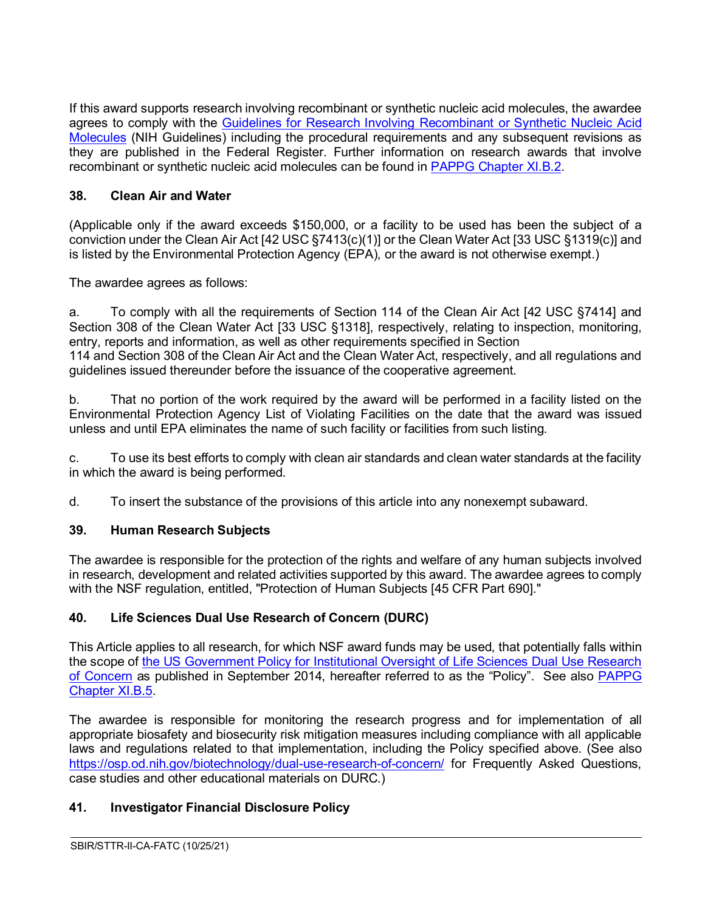If this award supports research involving recombinant or synthetic nucleic acid molecules, the awardee agrees to comply with the [Guidelines for Research Involving Recombinant or Synthetic Nucleic Acid Molecules](#) (NIH Guidelines) including the procedural requirements and any subsequent revisions as they are published in the Federal Register. Further information on research awards that involve recombinant or synthetic nucleic acid molecules can be found in [PAPPG Chapter XI.B.2](#).

### 38. Clean Air and Water

(Applicable only if the award exceeds $150,000, or a facility to be used has been the subject of a conviction under the Clean Air Act [42 USC §7413(c)(1)] or the Clean Water Act [33 USC §1319(c)] and is listed by the Environmental Protection Agency (EPA), or the award is not otherwise exempt.)

The awardee agrees as follows:

a. To comply with all the requirements of Section 114 of the Clean Air Act [42 USC §7414] and Section 308 of the Clean Water Act [33 USC §1318], respectively, relating to inspection, monitoring, entry, reports and information, as well as other requirements specified in Section 114 and Section 308 of the Clean Air Act and the Clean Water Act, respectively, and all regulations and guidelines issued thereunder before the issuance of the cooperative agreement.

b. That no portion of the work required by the award will be performed in a facility listed on the Environmental Protection Agency List of Violating Facilities on the date that the award was issued unless and until EPA eliminates the name of such facility or facilities from such listing.

c. To use its best efforts to comply with clean air standards and clean water standards at the facility in which the award is being performed.

d. To insert the substance of the provisions of this article into any nonexempt subaward.

### 39. Human Research Subjects

The awardee is responsible for the protection of the rights and welfare of any human subjects involved in research, development and related activities supported by this award. The awardee agrees to comply with the NSF regulation, entitled, "Protection of Human Subjects [45 CFR Part 690]."

### 40. Life Sciences Dual Use Research of Concern (DURC)

This Article applies to all research, for which NSF award funds may be used, that potentially falls within the scope of [the US Government Policy for Institutional Oversight of Life Sciences Dual Use Research of Concern](#) as published in September 2014, hereafter referred to as the "Policy". See also [PAPPG Chapter XI.B.5](#).

The awardee is responsible for monitoring the research progress and for implementation of all appropriate biosafety and biosecurity risk mitigation measures including compliance with all applicable laws and regulations related to that implementation, including the Policy specified above. (See also https://osp.od.nih.gov/biotechnology/dual-use-research-of-concern/ for Frequently Asked Questions, case studies and other educational materials on DURC.)

### 41. Investigator Financial Disclosure Policy

SBIR/STTR-II-CA-FATC (10/25/21)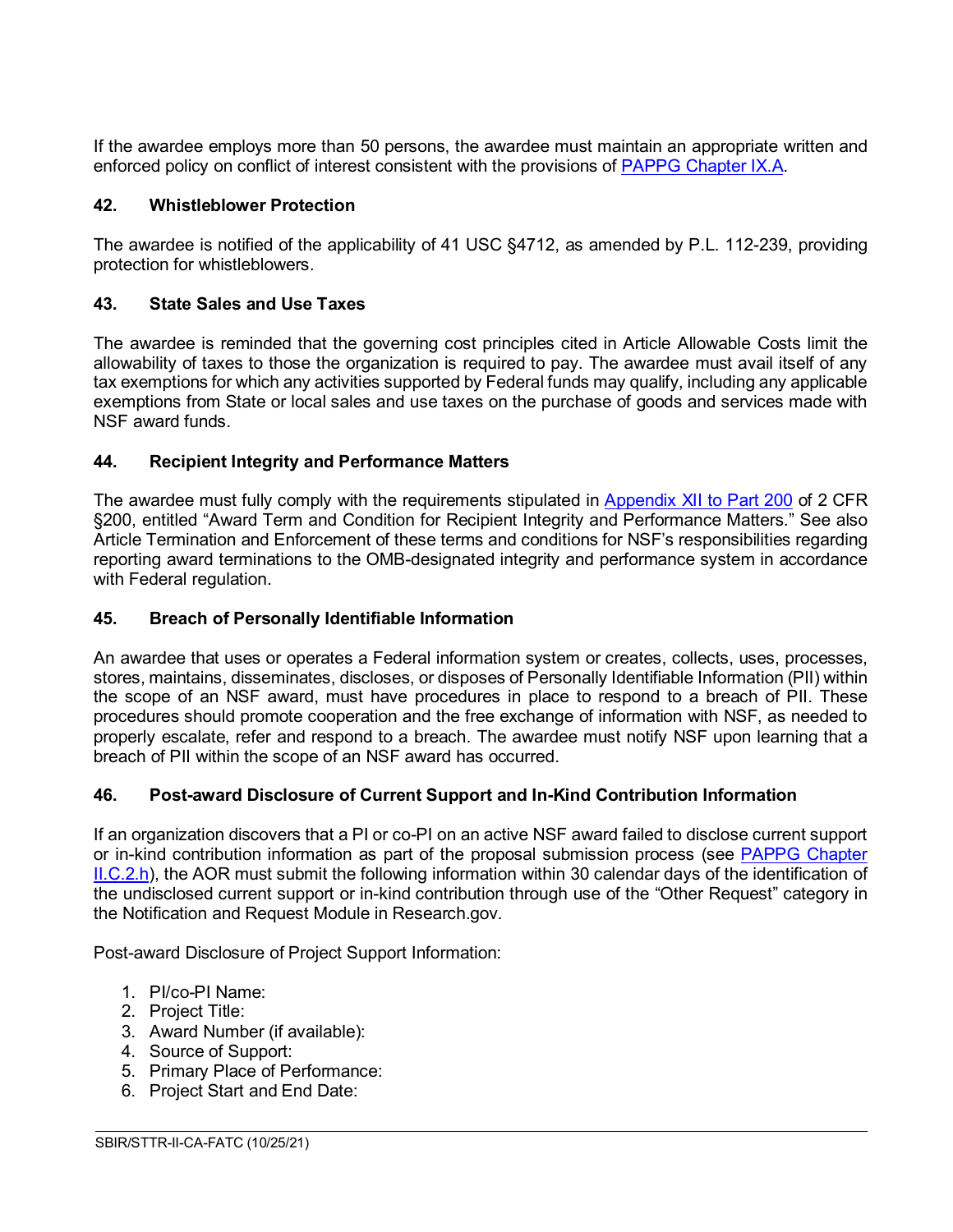If the awardee employs more than 50 persons, the awardee must maintain an appropriate written and enforced policy on conflict of interest consistent with the provisions of [PAPPG Chapter IX.A](#).

## 42. Whistleblower Protection

The awardee is notified of the applicability of 41 USC §4712, as amended by P.L. 112-239, providing protection for whistleblowers.

## 43. State Sales and Use Taxes

The awardee is reminded that the governing cost principles cited in Article Allowable Costs limit the allowability of taxes to those the organization is required to pay. The awardee must avail itself of any tax exemptions for which any activities supported by Federal funds may qualify, including any applicable exemptions from State or local sales and use taxes on the purchase of goods and services made with NSF award funds.

## 44. Recipient Integrity and Performance Matters

The awardee must fully comply with the requirements stipulated in [Appendix XII to Part 200](#) of 2 CFR §200, entitled "Award Term and Condition for Recipient Integrity and Performance Matters." See also Article Termination and Enforcement of these terms and conditions for NSF's responsibilities regarding reporting award terminations to the OMB-designated integrity and performance system in accordance with Federal regulation.

## 45. Breach of Personally Identifiable Information

An awardee that uses or operates a Federal information system or creates, collects, uses, processes, stores, maintains, disseminates, discloses, or disposes of Personally Identifiable Information (PII) within the scope of an NSF award, must have procedures in place to respond to a breach of PII. These procedures should promote cooperation and the free exchange of information with NSF, as needed to properly escalate, refer and respond to a breach. The awardee must notify NSF upon learning that a breach of PII within the scope of an NSF award has occurred.

## 46. Post-award Disclosure of Current Support and In-Kind Contribution Information

If an organization discovers that a PI or co-PI on an active NSF award failed to disclose current support or in-kind contribution information as part of the proposal submission process (see [PAPPG Chapter II.C.2.h](#)), the AOR must submit the following information within 30 calendar days of the identification of the undisclosed current support or in-kind contribution through use of the "Other Request" category in the Notification and Request Module in Research.gov.

Post-award Disclosure of Project Support Information:

1. PI/co-PI Name:
2. Project Title:
3. Award Number (if available):
4. Source of Support:
5. Primary Place of Performance:
6. Project Start and End Date: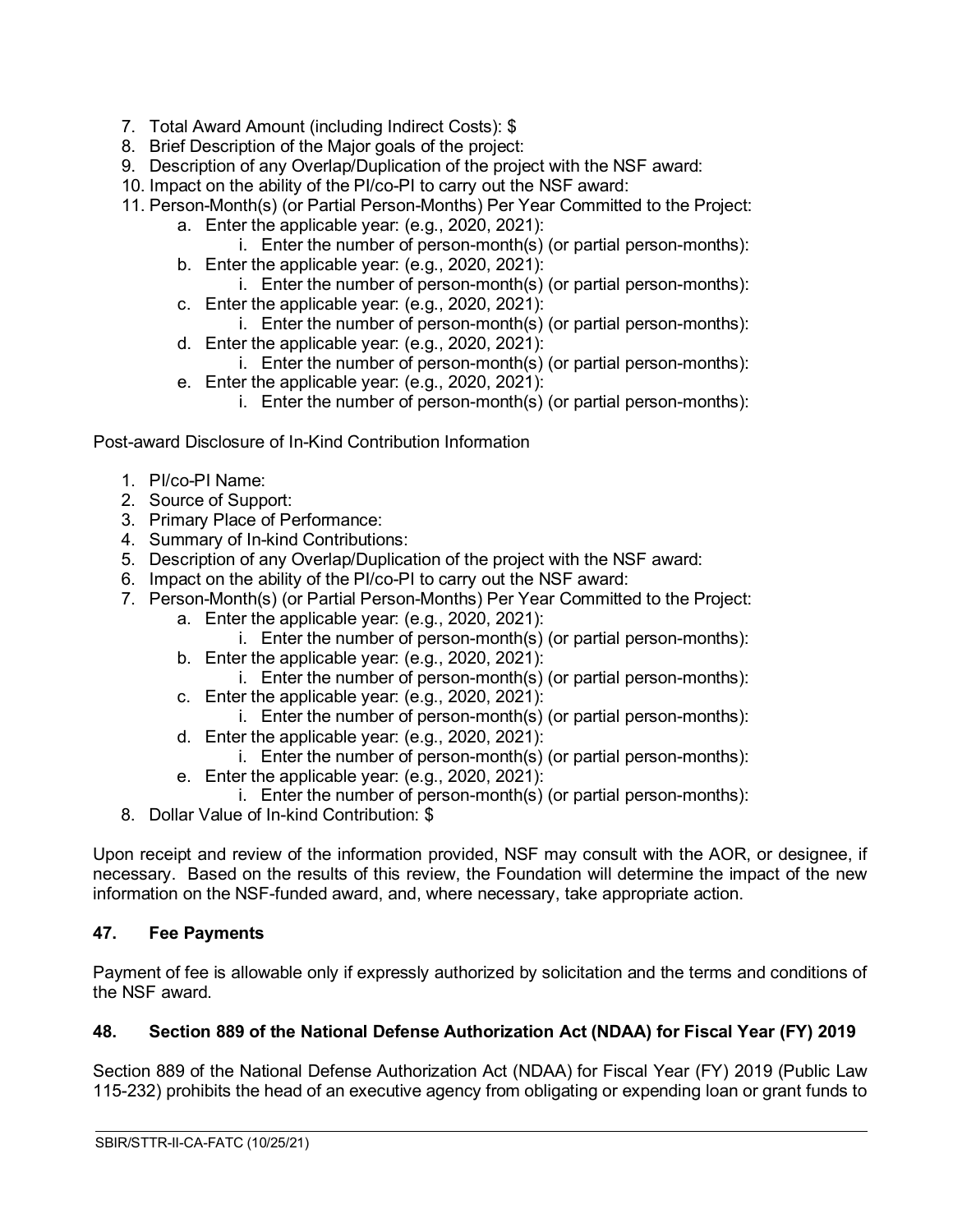7. Total Award Amount (including Indirect Costs): $
8. Brief Description of the Major goals of the project:
9. Description of any Overlap/Duplication of the project with the NSF award:
10. Impact on the ability of the PI/co-PI to carry out the NSF award:
11. Person-Month(s) (or Partial Person-Months) Per Year Committed to the Project:
    a. Enter the applicable year: (e.g., 2020, 2021):
        i. Enter the number of person-month(s) (or partial person-months):
    b. Enter the applicable year: (e.g., 2020, 2021):
        i. Enter the number of person-month(s) (or partial person-months):
    c. Enter the applicable year: (e.g., 2020, 2021):
        i. Enter the number of person-month(s) (or partial person-months):
    d. Enter the applicable year: (e.g., 2020, 2021):
        i. Enter the number of person-month(s) (or partial person-months):
    e. Enter the applicable year: (e.g., 2020, 2021):
        i. Enter the number of person-month(s) (or partial person-months):

Post-award Disclosure of In-Kind Contribution Information

1. PI/co-PI Name:
2. Source of Support:
3. Primary Place of Performance:
4. Summary of In-kind Contributions:
5. Description of any Overlap/Duplication of the project with the NSF award:
6. Impact on the ability of the PI/co-PI to carry out the NSF award:
7. Person-Month(s) (or Partial Person-Months) Per Year Committed to the Project:
    a. Enter the applicable year: (e.g., 2020, 2021):
        i. Enter the number of person-month(s) (or partial person-months):
    b. Enter the applicable year: (e.g., 2020, 2021):
        i. Enter the number of person-month(s) (or partial person-months):
    c. Enter the applicable year: (e.g., 2020, 2021):
        i. Enter the number of person-month(s) (or partial person-months):
    d. Enter the applicable year: (e.g., 2020, 2021):
        i. Enter the number of person-month(s) (or partial person-months):
    e. Enter the applicable year: (e.g., 2020, 2021):
        i. Enter the number of person-month(s) (or partial person-months):
8. Dollar Value of In-kind Contribution: $

Upon receipt and review of the information provided, NSF may consult with the AOR, or designee, if necessary. Based on the results of this review, the Foundation will determine the impact of the new information on the NSF-funded award, and, where necessary, take appropriate action.

### 47. Fee Payments

Payment of fee is allowable only if expressly authorized by solicitation and the terms and conditions of the NSF award.

### 48. Section 889 of the National Defense Authorization Act (NDAA) for Fiscal Year (FY) 2019

Section 889 of the National Defense Authorization Act (NDAA) for Fiscal Year (FY) 2019 (Public Law 115-232) prohibits the head of an executive agency from obligating or expending loan or grant funds to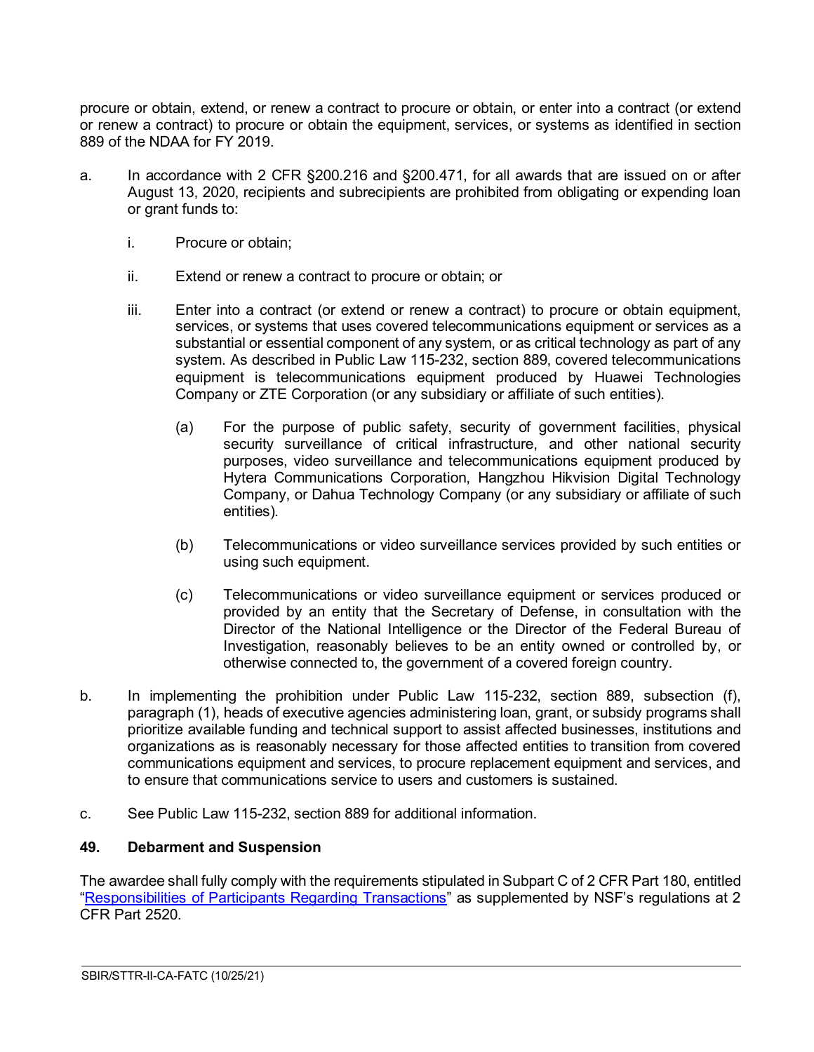procure or obtain, extend, or renew a contract to procure or obtain, or enter into a contract (or extend or renew a contract) to procure or obtain the equipment, services, or systems as identified in section 889 of the NDAA for FY 2019.

a. In accordance with 2 CFR §200.216 and §200.471, for all awards that are issued on or after August 13, 2020, recipients and subrecipients are prohibited from obligating or expending loan or grant funds to:

   i. Procure or obtain;

   ii. Extend or renew a contract to procure or obtain; or

   iii. Enter into a contract (or extend or renew a contract) to procure or obtain equipment, services, or systems that uses covered telecommunications equipment or services as a substantial or essential component of any system, or as critical technology as part of any system. As described in Public Law 115-232, section 889, covered telecommunications equipment is telecommunications equipment produced by Huawei Technologies Company or ZTE Corporation (or any subsidiary or affiliate of such entities).

      (a) For the purpose of public safety, security of government facilities, physical security surveillance of critical infrastructure, and other national security purposes, video surveillance and telecommunications equipment produced by Hytera Communications Corporation, Hangzhou Hikvision Digital Technology Company, or Dahua Technology Company (or any subsidiary or affiliate of such entities).

      (b) Telecommunications or video surveillance services provided by such entities or using such equipment.

      (c) Telecommunications or video surveillance equipment or services produced or provided by an entity that the Secretary of Defense, in consultation with the Director of the National Intelligence or the Director of the Federal Bureau of Investigation, reasonably believes to be an entity owned or controlled by, or otherwise connected to, the government of a covered foreign country.

b. In implementing the prohibition under Public Law 115-232, section 889, subsection (f), paragraph (1), heads of executive agencies administering loan, grant, or subsidy programs shall prioritize available funding and technical support to assist affected businesses, institutions and organizations as is reasonably necessary for those affected entities to transition from covered communications equipment and services, to procure replacement equipment and services, and to ensure that communications service to users and customers is sustained.

c. See Public Law 115-232, section 889 for additional information.

**49. Debarment and Suspension**

The awardee shall fully comply with the requirements stipulated in Subpart C of 2 CFR Part 180, entitled "Responsibilities of Participants Regarding Transactions" as supplemented by NSF's regulations at 2 CFR Part 2520.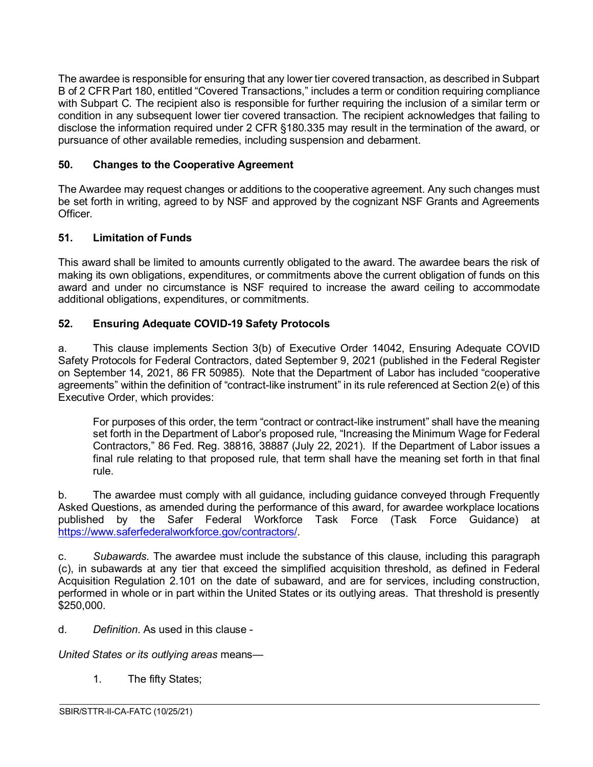The awardee is responsible for ensuring that any lower tier covered transaction, as described in Subpart B of 2 CFR Part 180, entitled "Covered Transactions," includes a term or condition requiring compliance with Subpart C. The recipient also is responsible for further requiring the inclusion of a similar term or condition in any subsequent lower tier covered transaction. The recipient acknowledges that failing to disclose the information required under 2 CFR §180.335 may result in the termination of the award, or pursuance of other available remedies, including suspension and debarment.

### 50. Changes to the Cooperative Agreement

The Awardee may request changes or additions to the cooperative agreement. Any such changes must be set forth in writing, agreed to by NSF and approved by the cognizant NSF Grants and Agreements Officer.

### 51. Limitation of Funds

This award shall be limited to amounts currently obligated to the award. The awardee bears the risk of making its own obligations, expenditures, or commitments above the current obligation of funds on this award and under no circumstance is NSF required to increase the award ceiling to accommodate additional obligations, expenditures, or commitments.

### 52. Ensuring Adequate COVID-19 Safety Protocols

a. This clause implements Section 3(b) of Executive Order 14042, Ensuring Adequate COVID Safety Protocols for Federal Contractors, dated September 9, 2021 (published in the Federal Register on September 14, 2021, 86 FR 50985). Note that the Department of Labor has included "cooperative agreements" within the definition of "contract-like instrument" in its rule referenced at Section 2(e) of this Executive Order, which provides:

> For purposes of this order, the term "contract or contract-like instrument" shall have the meaning set forth in the Department of Labor's proposed rule, "Increasing the Minimum Wage for Federal Contractors," 86 Fed. Reg. 38816, 38887 (July 22, 2021). If the Department of Labor issues a final rule relating to that proposed rule, that term shall have the meaning set forth in that final rule.

b. The awardee must comply with all guidance, including guidance conveyed through Frequently Asked Questions, as amended during the performance of this award, for awardee workplace locations published by the Safer Federal Workforce Task Force (Task Force Guidance) at https://www.saferfederalworkforce.gov/contractors/.

c. *Subawards*. The awardee must include the substance of this clause, including this paragraph (c), in subawards at any tier that exceed the simplified acquisition threshold, as defined in Federal Acquisition Regulation 2.101 on the date of subaward, and are for services, including construction, performed in whole or in part within the United States or its outlying areas. That threshold is presently $250,000.

d. *Definition*. As used in this clause -

*United States or its outlying areas* means—

1. The fifty States;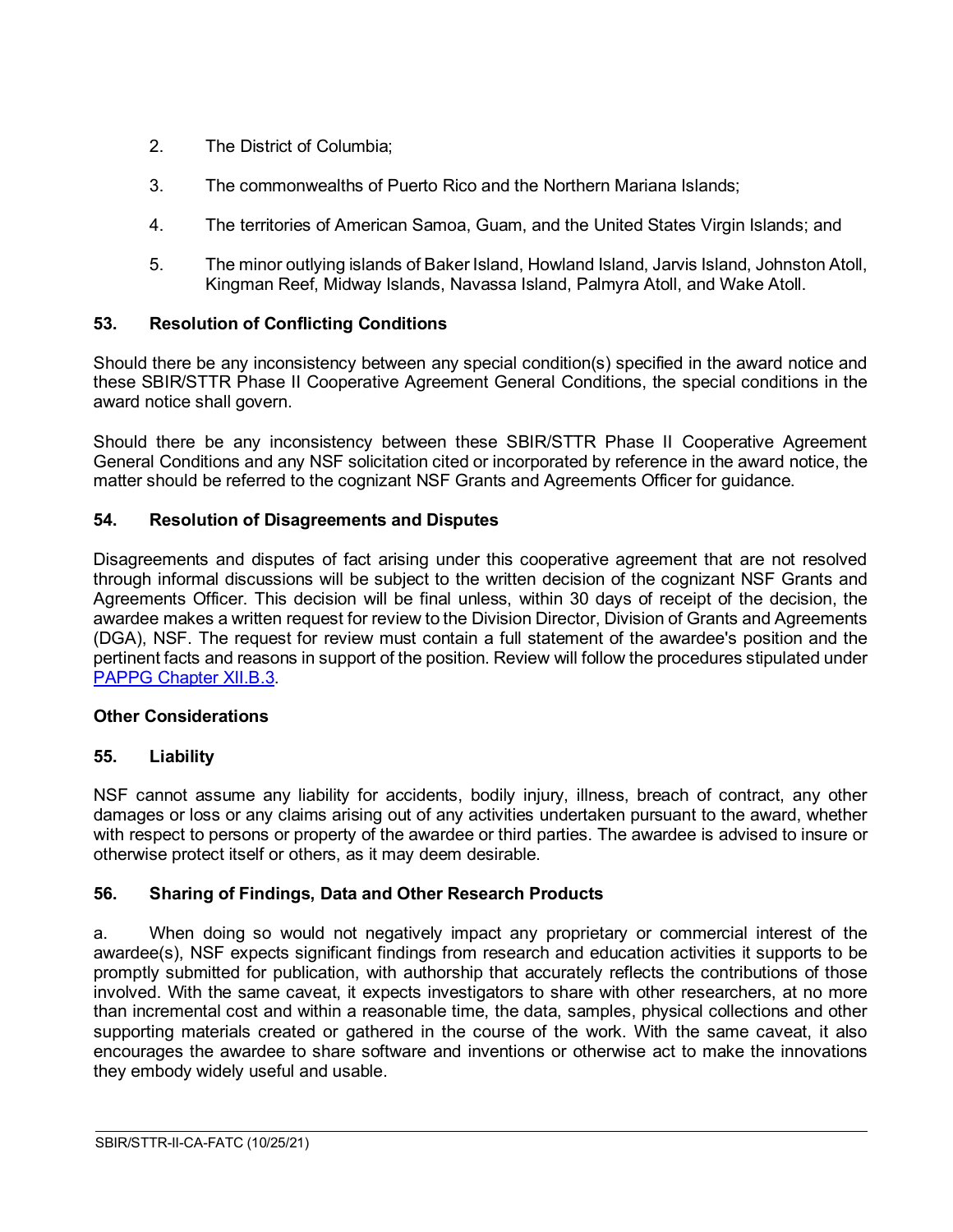2. The District of Columbia;

3. The commonwealths of Puerto Rico and the Northern Mariana Islands;

4. The territories of American Samoa, Guam, and the United States Virgin Islands; and

5. The minor outlying islands of Baker Island, Howland Island, Jarvis Island, Johnston Atoll, Kingman Reef, Midway Islands, Navassa Island, Palmyra Atoll, and Wake Atoll.

**53. Resolution of Conflicting Conditions**

Should there be any inconsistency between any special condition(s) specified in the award notice and these SBIR/STTR Phase II Cooperative Agreement General Conditions, the special conditions in the award notice shall govern.

Should there be any inconsistency between these SBIR/STTR Phase II Cooperative Agreement General Conditions and any NSF solicitation cited or incorporated by reference in the award notice, the matter should be referred to the cognizant NSF Grants and Agreements Officer for guidance.

**54. Resolution of Disagreements and Disputes**

Disagreements and disputes of fact arising under this cooperative agreement that are not resolved through informal discussions will be subject to the written decision of the cognizant NSF Grants and Agreements Officer. This decision will be final unless, within 30 days of receipt of the decision, the awardee makes a written request for review to the Division Director, Division of Grants and Agreements (DGA), NSF. The request for review must contain a full statement of the awardee's position and the pertinent facts and reasons in support of the position. Review will follow the procedures stipulated under PAPPG Chapter XII.B.3.

**Other Considerations**

**55. Liability**

NSF cannot assume any liability for accidents, bodily injury, illness, breach of contract, any other damages or loss or any claims arising out of any activities undertaken pursuant to the award, whether with respect to persons or property of the awardee or third parties. The awardee is advised to insure or otherwise protect itself or others, as it may deem desirable.

**56. Sharing of Findings, Data and Other Research Products**

a. When doing so would not negatively impact any proprietary or commercial interest of the awardee(s), NSF expects significant findings from research and education activities it supports to be promptly submitted for publication, with authorship that accurately reflects the contributions of those involved. With the same caveat, it expects investigators to share with other researchers, at no more than incremental cost and within a reasonable time, the data, samples, physical collections and other supporting materials created or gathered in the course of the work. With the same caveat, it also encourages the awardee to share software and inventions or otherwise act to make the innovations they embody widely useful and usable.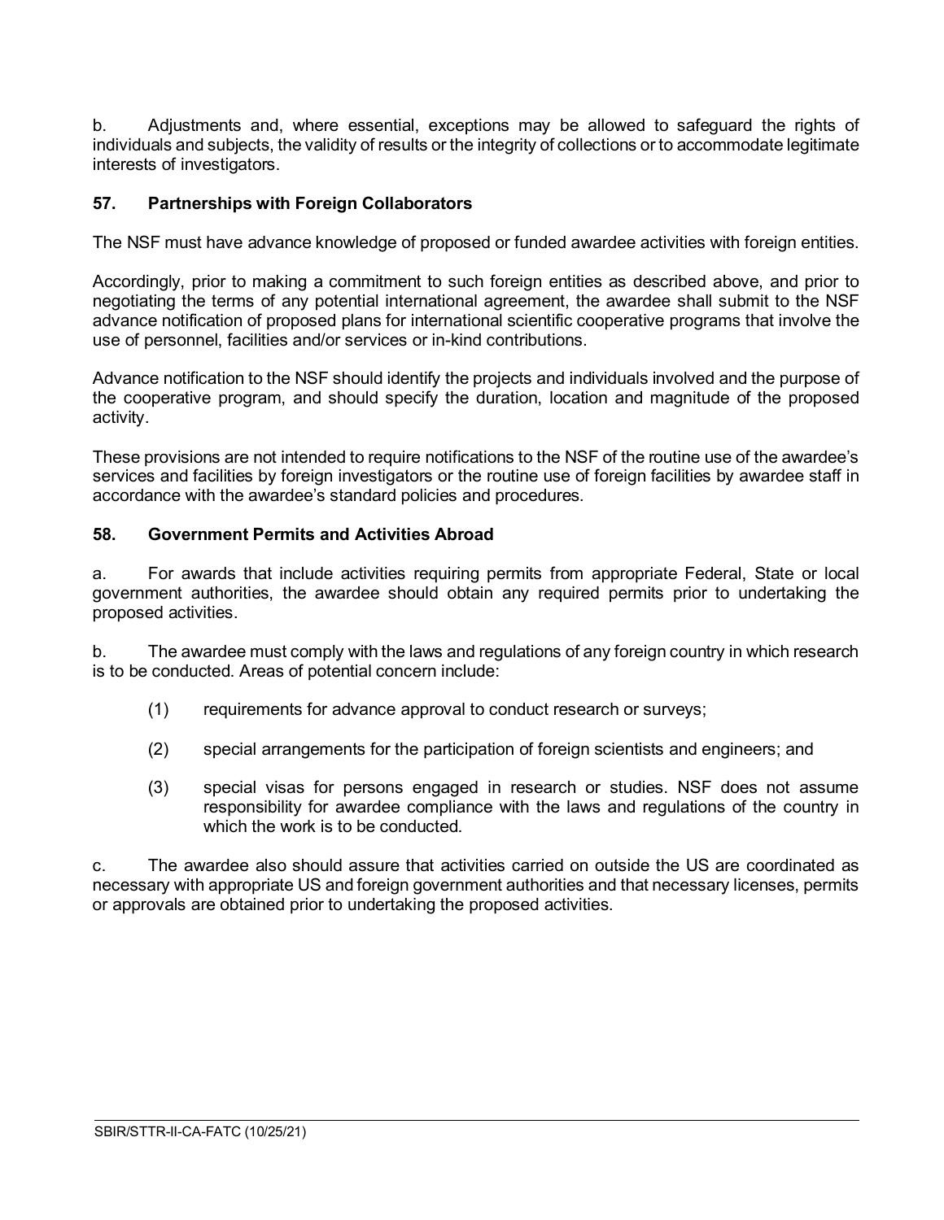b. Adjustments and, where essential, exceptions may be allowed to safeguard the rights of individuals and subjects, the validity of results or the integrity of collections or to accommodate legitimate interests of investigators.

### 57. Partnerships with Foreign Collaborators

The NSF must have advance knowledge of proposed or funded awardee activities with foreign entities.

Accordingly, prior to making a commitment to such foreign entities as described above, and prior to negotiating the terms of any potential international agreement, the awardee shall submit to the NSF advance notification of proposed plans for international scientific cooperative programs that involve the use of personnel, facilities and/or services or in-kind contributions.

Advance notification to the NSF should identify the projects and individuals involved and the purpose of the cooperative program, and should specify the duration, location and magnitude of the proposed activity.

These provisions are not intended to require notifications to the NSF of the routine use of the awardee's services and facilities by foreign investigators or the routine use of foreign facilities by awardee staff in accordance with the awardee's standard policies and procedures.

### 58. Government Permits and Activities Abroad

a. For awards that include activities requiring permits from appropriate Federal, State or local government authorities, the awardee should obtain any required permits prior to undertaking the proposed activities.

b. The awardee must comply with the laws and regulations of any foreign country in which research is to be conducted. Areas of potential concern include:

(1) requirements for advance approval to conduct research or surveys;

(2) special arrangements for the participation of foreign scientists and engineers; and

(3) special visas for persons engaged in research or studies. NSF does not assume responsibility for awardee compliance with the laws and regulations of the country in which the work is to be conducted.

c. The awardee also should assure that activities carried on outside the US are coordinated as necessary with appropriate US and foreign government authorities and that necessary licenses, permits or approvals are obtained prior to undertaking the proposed activities.